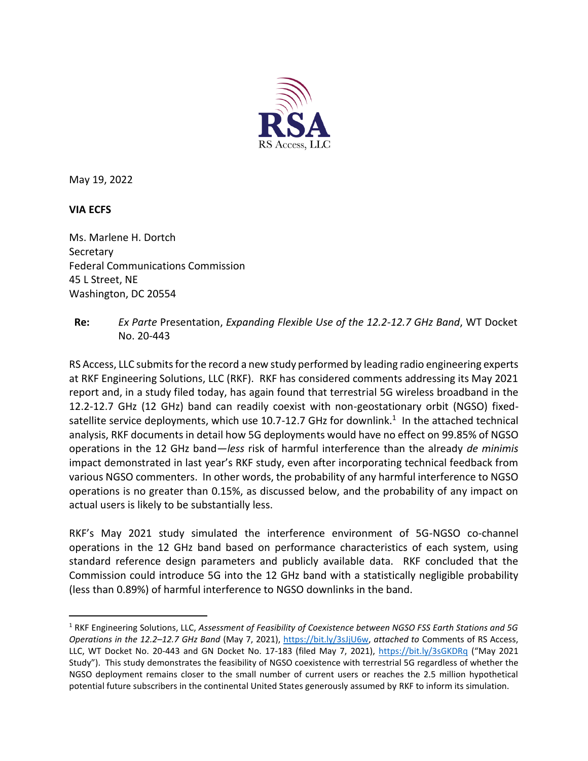RSA

RS Access, LLC

May 19, 2022

**VIA ECFS**

Ms. Marlene H. Dortch
Secretary
Federal Communications Commission
45 L Street, NE
Washington, DC 20554

**Re:** *Ex Parte* Presentation, *Expanding Flexible Use of the 12.2-12.7 GHz Band*, WT Docket No. 20-443

RS Access, LLC submits for the record a new study performed by leading radio engineering experts at RKF Engineering Solutions, LLC (RKF). RKF has considered comments addressing its May 2021 report and, in a study filed today, has again found that terrestrial 5G wireless broadband in the 12.2-12.7 GHz (12 GHz) band can readily coexist with non-geostationary orbit (NGSO) fixed-satellite service deployments, which use 10.7-12.7 GHz for downlink.[1] In the attached technical analysis, RKF documents in detail how 5G deployments would have no effect on 99.85% of NGSO operations in the 12 GHz band—*less* risk of harmful interference than the already *de minimis* impact demonstrated in last year's RKF study, even after incorporating technical feedback from various NGSO commenters. In other words, the probability of any harmful interference to NGSO operations is no greater than 0.15%, as discussed below, and the probability of any impact on actual users is likely to be substantially less.

RKF's May 2021 study simulated the interference environment of 5G-NGSO co-channel operations in the 12 GHz band based on performance characteristics of each system, using standard reference design parameters and publicly available data. RKF concluded that the Commission could introduce 5G into the 12 GHz band with a statistically negligible probability (less than 0.89%) of harmful interference to NGSO downlinks in the band.

[1] RKF Engineering Solutions, LLC, *Assessment of Feasibility of Coexistence between NGSO FSS Earth Stations and 5G Operations in the 12.2–12.7 GHz Band* (May 7, 2021), https://bit.ly/3sJjU6w, *attached to* Comments of RS Access, LLC, WT Docket No. 20-443 and GN Docket No. 17-183 (filed May 7, 2021), https://bit.ly/3sGKDRq ("May 2021 Study"). This study demonstrates the feasibility of NGSO coexistence with terrestrial 5G regardless of whether the NGSO deployment remains closer to the small number of current users or reaches the 2.5 million hypothetical potential future subscribers in the continental United States generously assumed by RKF to inform its simulation.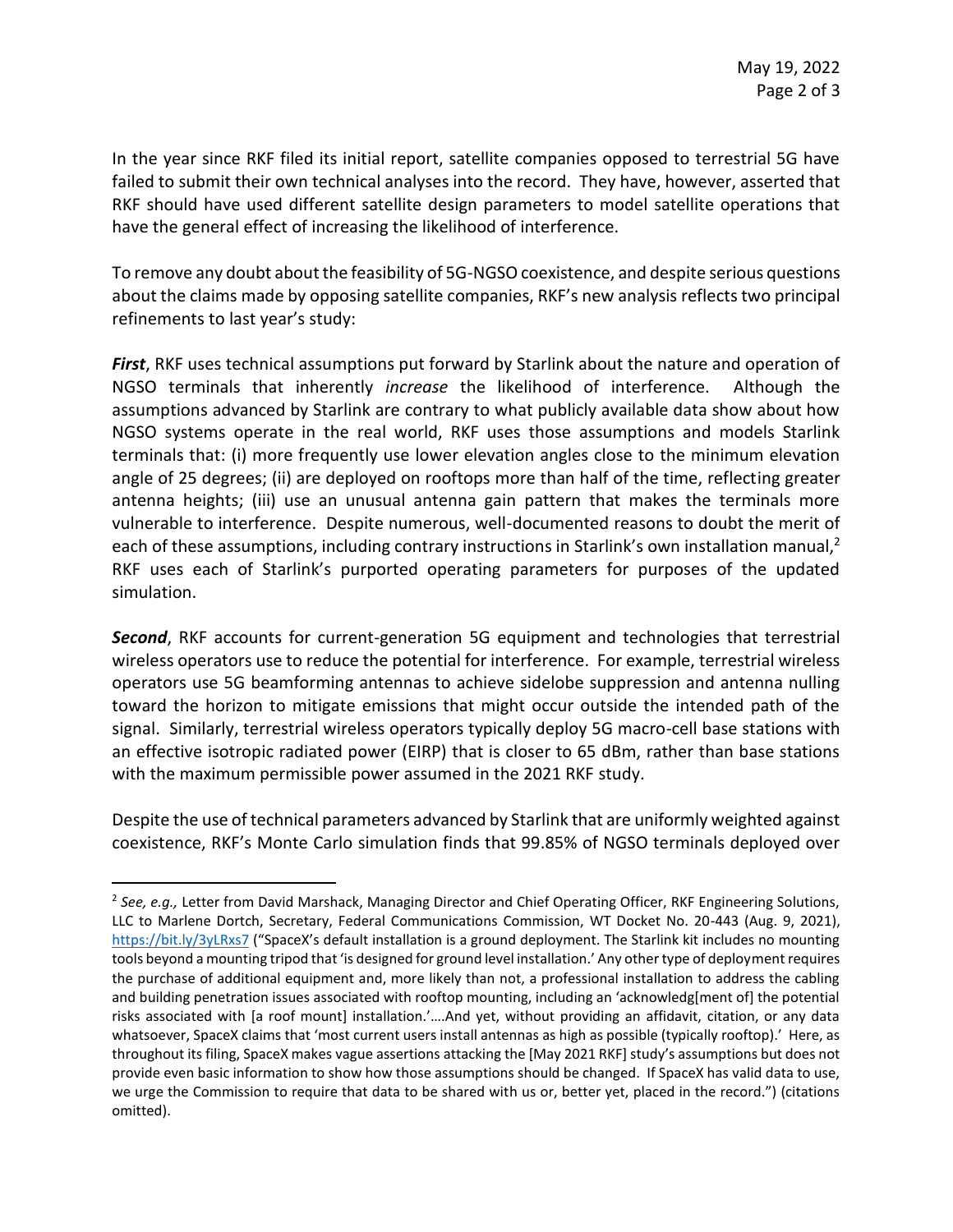In the year since RKF filed its initial report, satellite companies opposed to terrestrial 5G have failed to submit their own technical analyses into the record. They have, however, asserted that RKF should have used different satellite design parameters to model satellite operations that have the general effect of increasing the likelihood of interference.

To remove any doubt about the feasibility of 5G-NGSO coexistence, and despite serious questions about the claims made by opposing satellite companies, RKF's new analysis reflects two principal refinements to last year's study:

***First***, RKF uses technical assumptions put forward by Starlink about the nature and operation of NGSO terminals that inherently *increase* the likelihood of interference. Although the assumptions advanced by Starlink are contrary to what publicly available data show about how NGSO systems operate in the real world, RKF uses those assumptions and models Starlink terminals that: (i) more frequently use lower elevation angles close to the minimum elevation angle of 25 degrees; (ii) are deployed on rooftops more than half of the time, reflecting greater antenna heights; (iii) use an unusual antenna gain pattern that makes the terminals more vulnerable to interference. Despite numerous, well-documented reasons to doubt the merit of each of these assumptions, including contrary instructions in Starlink's own installation manual,[2] RKF uses each of Starlink's purported operating parameters for purposes of the updated simulation.

***Second***, RKF accounts for current-generation 5G equipment and technologies that terrestrial wireless operators use to reduce the potential for interference. For example, terrestrial wireless operators use 5G beamforming antennas to achieve sidelobe suppression and antenna nulling toward the horizon to mitigate emissions that might occur outside the intended path of the signal. Similarly, terrestrial wireless operators typically deploy 5G macro-cell base stations with an effective isotropic radiated power (EIRP) that is closer to 65 dBm, rather than base stations with the maximum permissible power assumed in the 2021 RKF study.

Despite the use of technical parameters advanced by Starlink that are uniformly weighted against coexistence, RKF's Monte Carlo simulation finds that 99.85% of NGSO terminals deployed over

---

[2] *See, e.g.,* Letter from David Marshack, Managing Director and Chief Operating Officer, RKF Engineering Solutions, LLC to Marlene Dortch, Secretary, Federal Communications Commission, WT Docket No. 20-443 (Aug. 9, 2021), https://bit.ly/3yLRxs7 ("SpaceX's default installation is a ground deployment. The Starlink kit includes no mounting tools beyond a mounting tripod that 'is designed for ground level installation.' Any other type of deployment requires the purchase of additional equipment and, more likely than not, a professional installation to address the cabling and building penetration issues associated with rooftop mounting, including an 'acknowledg[ment of] the potential risks associated with [a roof mount] installation.'….And yet, without providing an affidavit, citation, or any data whatsoever, SpaceX claims that 'most current users install antennas as high as possible (typically rooftop).' Here, as throughout its filing, SpaceX makes vague assertions attacking the [May 2021 RKF] study's assumptions but does not provide even basic information to show how those assumptions should be changed. If SpaceX has valid data to use, we urge the Commission to require that data to be shared with us or, better yet, placed in the record.") (citations omitted).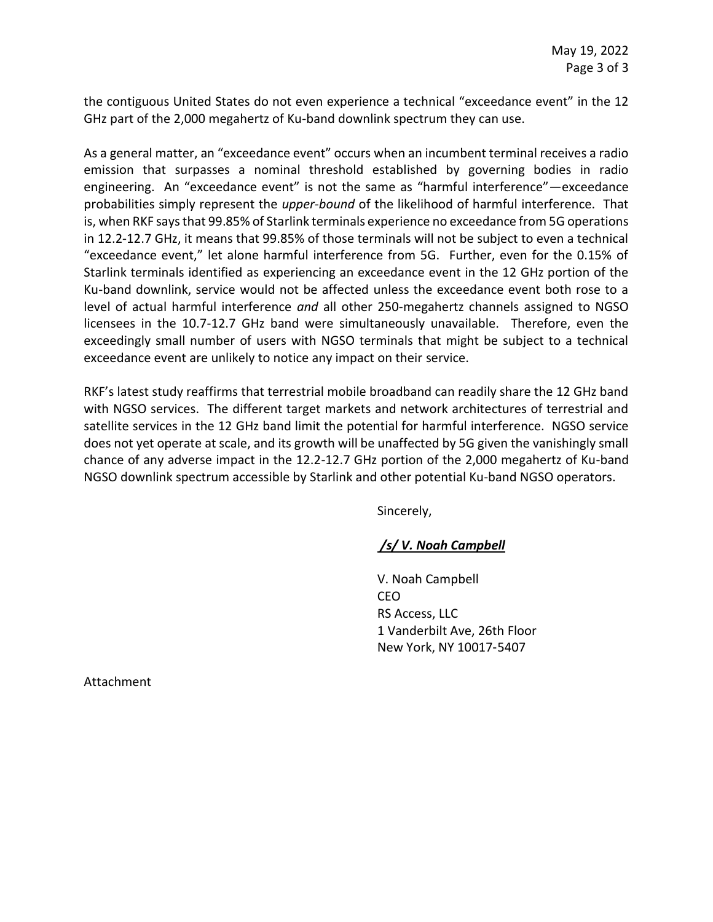the contiguous United States do not even experience a technical "exceedance event" in the 12 GHz part of the 2,000 megahertz of Ku-band downlink spectrum they can use.

As a general matter, an "exceedance event" occurs when an incumbent terminal receives a radio emission that surpasses a nominal threshold established by governing bodies in radio engineering. An "exceedance event" is not the same as "harmful interference"—exceedance probabilities simply represent the *upper-bound* of the likelihood of harmful interference. That is, when RKF says that 99.85% of Starlink terminals experience no exceedance from 5G operations in 12.2-12.7 GHz, it means that 99.85% of those terminals will not be subject to even a technical "exceedance event," let alone harmful interference from 5G. Further, even for the 0.15% of Starlink terminals identified as experiencing an exceedance event in the 12 GHz portion of the Ku-band downlink, service would not be affected unless the exceedance event both rose to a level of actual harmful interference *and* all other 250-megahertz channels assigned to NGSO licensees in the 10.7-12.7 GHz band were simultaneously unavailable. Therefore, even the exceedingly small number of users with NGSO terminals that might be subject to a technical exceedance event are unlikely to notice any impact on their service.

RKF's latest study reaffirms that terrestrial mobile broadband can readily share the 12 GHz band with NGSO services. The different target markets and network architectures of terrestrial and satellite services in the 12 GHz band limit the potential for harmful interference. NGSO service does not yet operate at scale, and its growth will be unaffected by 5G given the vanishingly small chance of any adverse impact in the 12.2-12.7 GHz portion of the 2,000 megahertz of Ku-band NGSO downlink spectrum accessible by Starlink and other potential Ku-band NGSO operators.

Sincerely,

***/s/ V. Noah Campbell***

V. Noah Campbell
CEO
RS Access, LLC
1 Vanderbilt Ave, 26th Floor
New York, NY 10017-5407

Attachment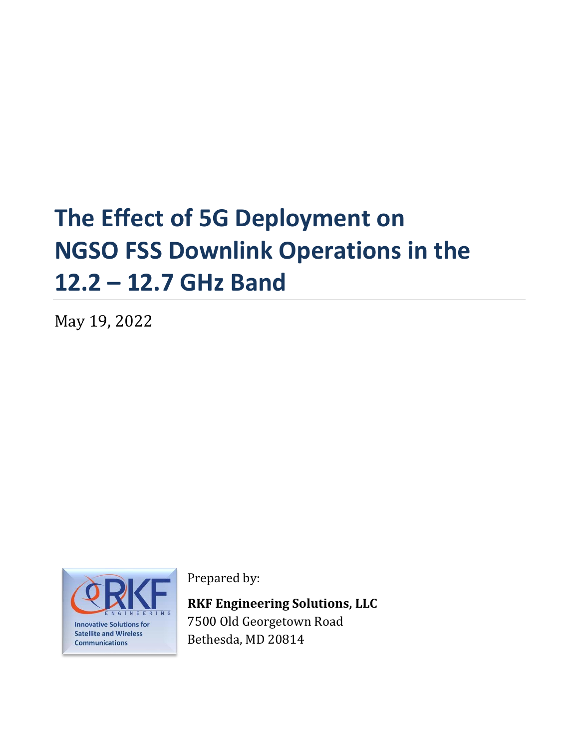# The Effect of 5G Deployment on NGSO FSS Downlink Operations in the 12.2 – 12.7 GHz Band

May 19, 2022

Prepared by:

**RKF Engineering Solutions, LLC**
7500 Old Georgetown Road
Bethesda, MD 20814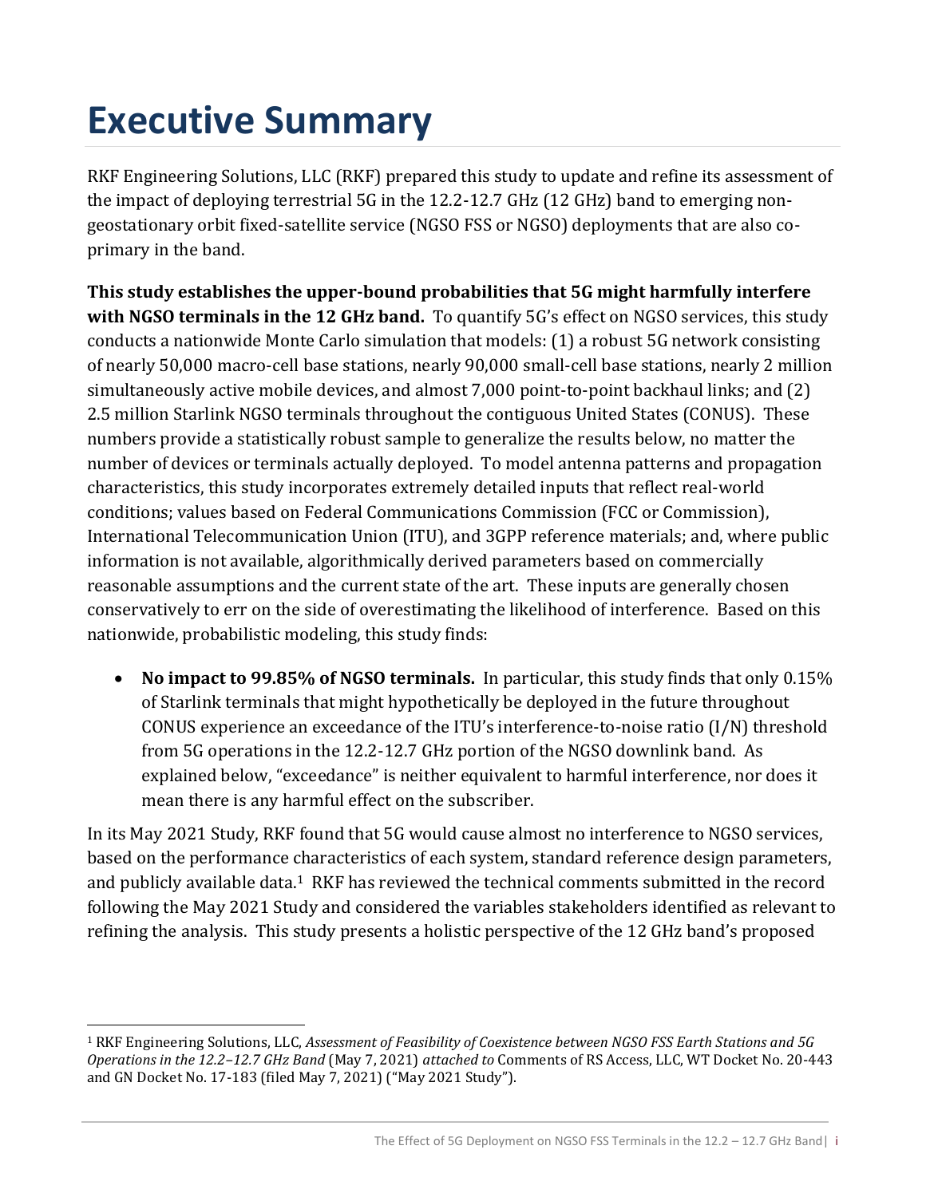# Executive Summary

RKF Engineering Solutions, LLC (RKF) prepared this study to update and refine its assessment of the impact of deploying terrestrial 5G in the 12.2-12.7 GHz (12 GHz) band to emerging non-geostationary orbit fixed-satellite service (NGSO FSS or NGSO) deployments that are also co-primary in the band.

**This study establishes the upper-bound probabilities that 5G might harmfully interfere with NGSO terminals in the 12 GHz band.** To quantify 5G's effect on NGSO services, this study conducts a nationwide Monte Carlo simulation that models: (1) a robust 5G network consisting of nearly 50,000 macro-cell base stations, nearly 90,000 small-cell base stations, nearly 2 million simultaneously active mobile devices, and almost 7,000 point-to-point backhaul links; and (2) 2.5 million Starlink NGSO terminals throughout the contiguous United States (CONUS). These numbers provide a statistically robust sample to generalize the results below, no matter the number of devices or terminals actually deployed. To model antenna patterns and propagation characteristics, this study incorporates extremely detailed inputs that reflect real-world conditions; values based on Federal Communications Commission (FCC or Commission), International Telecommunication Union (ITU), and 3GPP reference materials; and, where public information is not available, algorithmically derived parameters based on commercially reasonable assumptions and the current state of the art. These inputs are generally chosen conservatively to err on the side of overestimating the likelihood of interference. Based on this nationwide, probabilistic modeling, this study finds:

- **No impact to 99.85% of NGSO terminals.** In particular, this study finds that only 0.15% of Starlink terminals that might hypothetically be deployed in the future throughout CONUS experience an exceedance of the ITU's interference-to-noise ratio (I/N) threshold from 5G operations in the 12.2-12.7 GHz portion of the NGSO downlink band. As explained below, "exceedance" is neither equivalent to harmful interference, nor does it mean there is any harmful effect on the subscriber.

In its May 2021 Study, RKF found that 5G would cause almost no interference to NGSO services, based on the performance characteristics of each system, standard reference design parameters, and publicly available data.[1] RKF has reviewed the technical comments submitted in the record following the May 2021 Study and considered the variables stakeholders identified as relevant to refining the analysis. This study presents a holistic perspective of the 12 GHz band's proposed

[1] RKF Engineering Solutions, LLC, *Assessment of Feasibility of Coexistence between NGSO FSS Earth Stations and 5G Operations in the 12.2–12.7 GHz Band* (May 7, 2021) *attached to* Comments of RS Access, LLC, WT Docket No. 20-443 and GN Docket No. 17-183 (filed May 7, 2021) ("May 2021 Study").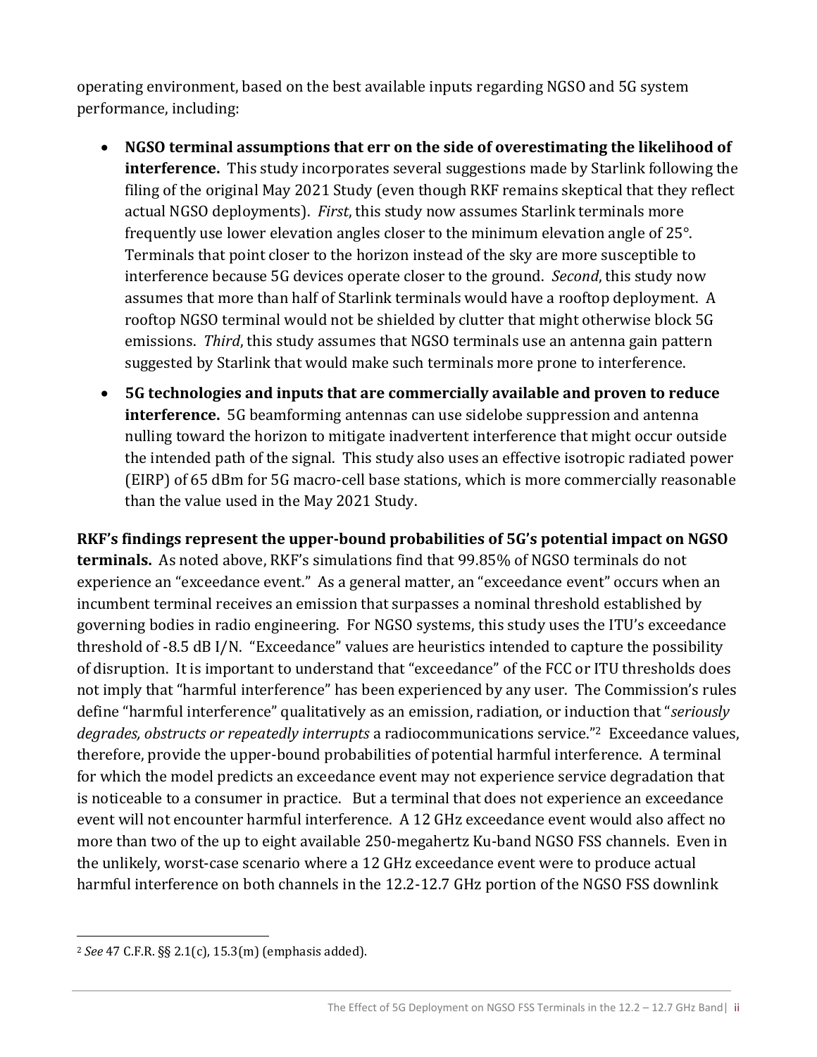operating environment, based on the best available inputs regarding NGSO and 5G system performance, including:

- **NGSO terminal assumptions that err on the side of overestimating the likelihood of interference.** This study incorporates several suggestions made by Starlink following the filing of the original May 2021 Study (even though RKF remains skeptical that they reflect actual NGSO deployments). *First*, this study now assumes Starlink terminals more frequently use lower elevation angles closer to the minimum elevation angle of 25°. Terminals that point closer to the horizon instead of the sky are more susceptible to interference because 5G devices operate closer to the ground. *Second*, this study now assumes that more than half of Starlink terminals would have a rooftop deployment. A rooftop NGSO terminal would not be shielded by clutter that might otherwise block 5G emissions. *Third*, this study assumes that NGSO terminals use an antenna gain pattern suggested by Starlink that would make such terminals more prone to interference.
- **5G technologies and inputs that are commercially available and proven to reduce interference.** 5G beamforming antennas can use sidelobe suppression and antenna nulling toward the horizon to mitigate inadvertent interference that might occur outside the intended path of the signal. This study also uses an effective isotropic radiated power (EIRP) of 65 dBm for 5G macro-cell base stations, which is more commercially reasonable than the value used in the May 2021 Study.

**RKF's findings represent the upper-bound probabilities of 5G's potential impact on NGSO terminals.** As noted above, RKF's simulations find that 99.85% of NGSO terminals do not experience an "exceedance event." As a general matter, an "exceedance event" occurs when an incumbent terminal receives an emission that surpasses a nominal threshold established by governing bodies in radio engineering. For NGSO systems, this study uses the ITU's exceedance threshold of -8.5 dB I/N. "Exceedance" values are heuristics intended to capture the possibility of disruption. It is important to understand that "exceedance" of the FCC or ITU thresholds does not imply that "harmful interference" has been experienced by any user. The Commission's rules define "harmful interference" qualitatively as an emission, radiation, or induction that "*seriously degrades, obstructs or repeatedly interrupts* a radiocommunications service."[2] Exceedance values, therefore, provide the upper-bound probabilities of potential harmful interference. A terminal for which the model predicts an exceedance event may not experience service degradation that is noticeable to a consumer in practice. But a terminal that does not experience an exceedance event will not encounter harmful interference. A 12 GHz exceedance event would also affect no more than two of the up to eight available 250-megahertz Ku-band NGSO FSS channels. Even in the unlikely, worst-case scenario where a 12 GHz exceedance event were to produce actual harmful interference on both channels in the 12.2-12.7 GHz portion of the NGSO FSS downlink

---

[2] *See* 47 C.F.R. §§ 2.1(c), 15.3(m) (emphasis added).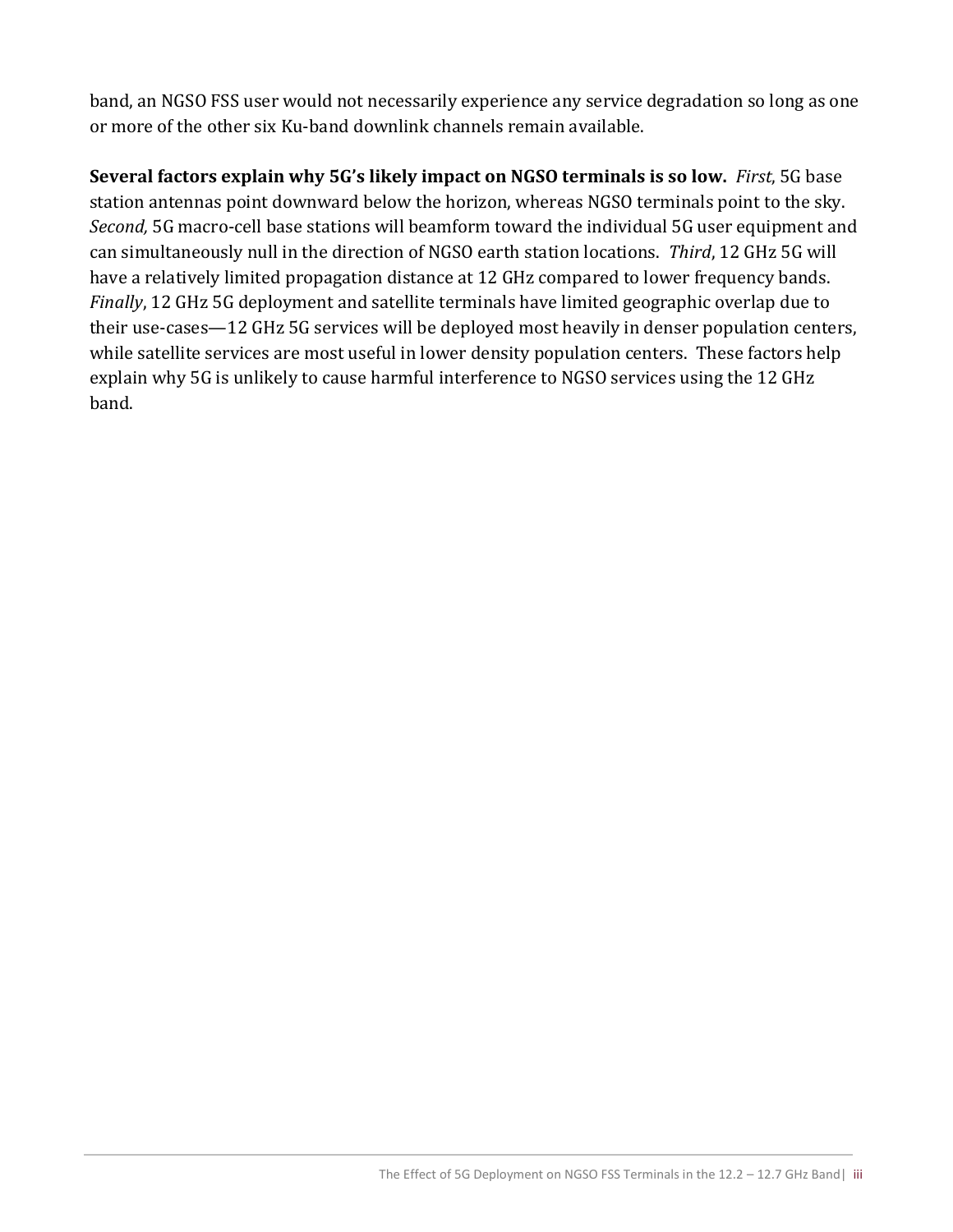band, an NGSO FSS user would not necessarily experience any service degradation so long as one or more of the other six Ku-band downlink channels remain available.

**Several factors explain why 5G's likely impact on NGSO terminals is so low.** *First*, 5G base station antennas point downward below the horizon, whereas NGSO terminals point to the sky. *Second,* 5G macro-cell base stations will beamform toward the individual 5G user equipment and can simultaneously null in the direction of NGSO earth station locations. *Third*, 12 GHz 5G will have a relatively limited propagation distance at 12 GHz compared to lower frequency bands. *Finally*, 12 GHz 5G deployment and satellite terminals have limited geographic overlap due to their use-cases—12 GHz 5G services will be deployed most heavily in denser population centers, while satellite services are most useful in lower density population centers. These factors help explain why 5G is unlikely to cause harmful interference to NGSO services using the 12 GHz band.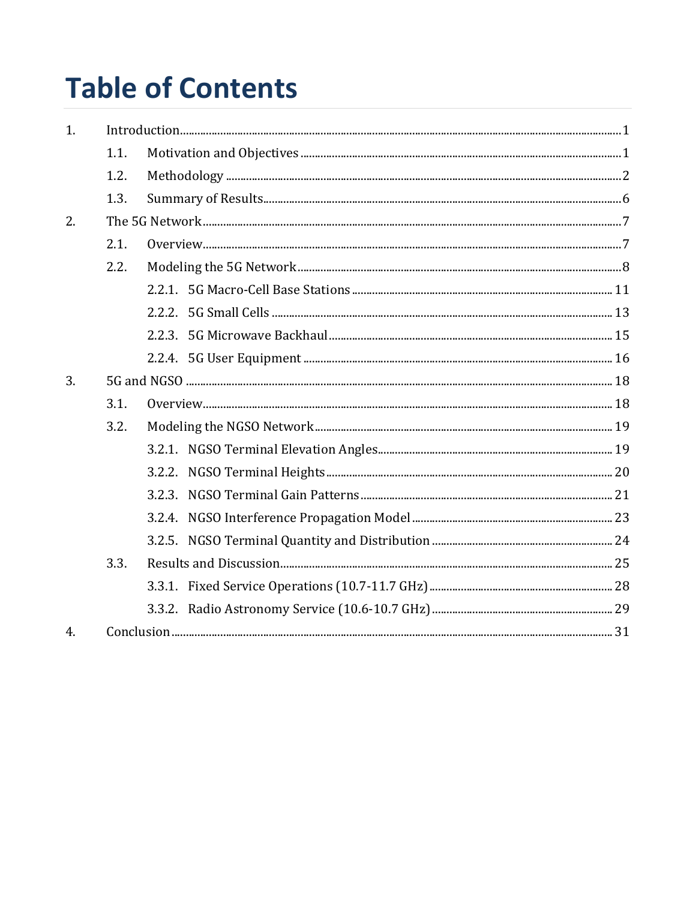# Table of Contents

1. Introduction ..... 1
   - 1.1. Motivation and Objectives ..... 1
   - 1.2. Methodology ..... 2
   - 1.3. Summary of Results ..... 6
2. The 5G Network ..... 7
   - 2.1. Overview ..... 7
   - 2.2. Modeling the 5G Network ..... 8
     - 2.2.1. 5G Macro-Cell Base Stations ..... 11
     - 2.2.2. 5G Small Cells ..... 13
     - 2.2.3. 5G Microwave Backhaul ..... 15
     - 2.2.4. 5G User Equipment ..... 16
3. 5G and NGSO ..... 18
   - 3.1. Overview ..... 18
   - 3.2. Modeling the NGSO Network ..... 19
     - 3.2.1. NGSO Terminal Elevation Angles ..... 19
     - 3.2.2. NGSO Terminal Heights ..... 20
     - 3.2.3. NGSO Terminal Gain Patterns ..... 21
     - 3.2.4. NGSO Interference Propagation Model ..... 23
     - 3.2.5. NGSO Terminal Quantity and Distribution ..... 24
   - 3.3. Results and Discussion ..... 25
     - 3.3.1. Fixed Service Operations (10.7-11.7 GHz) ..... 28
     - 3.3.2. Radio Astronomy Service (10.6-10.7 GHz) ..... 29
4. Conclusion ..... 31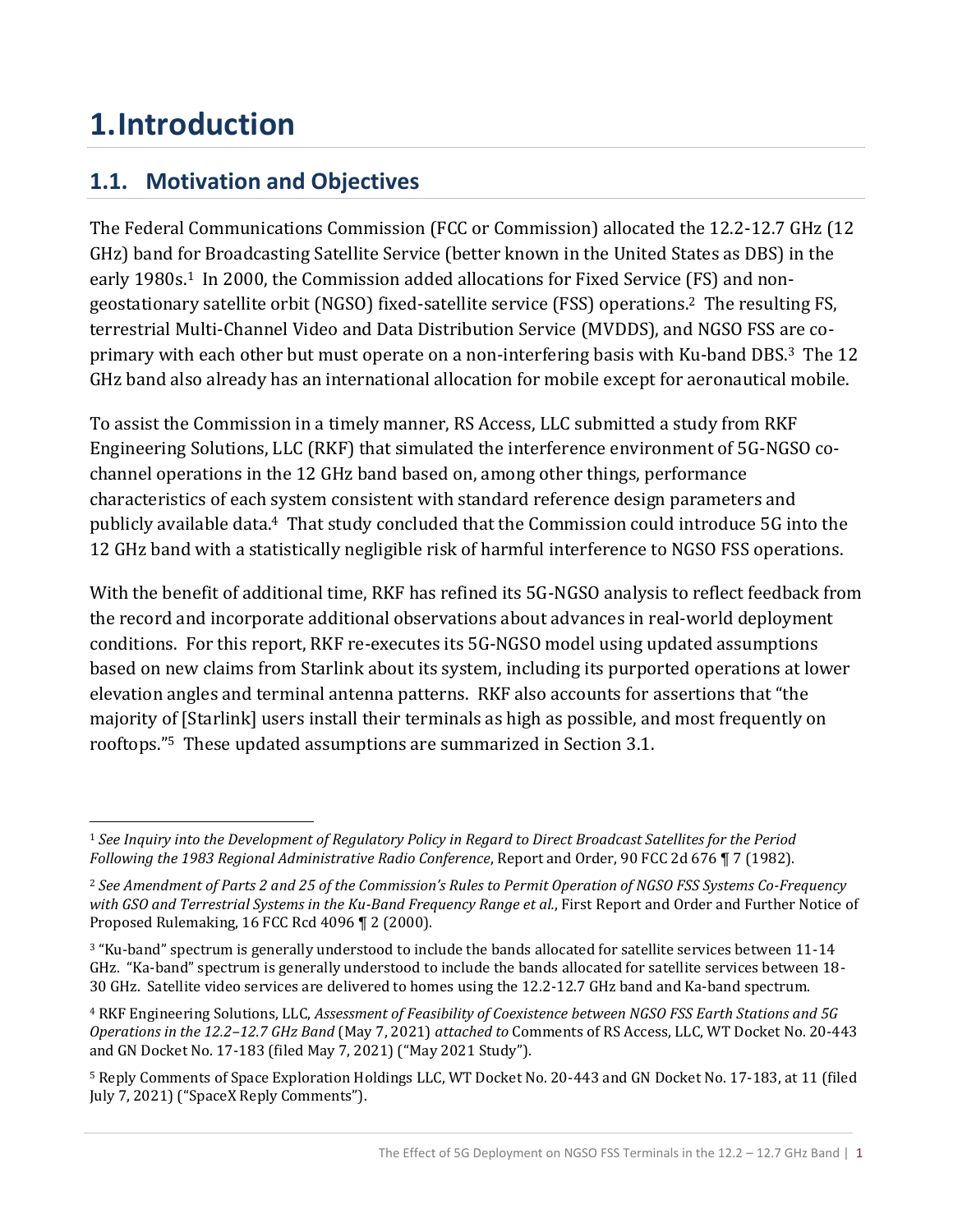# 1. Introduction

## 1.1. Motivation and Objectives

The Federal Communications Commission (FCC or Commission) allocated the 12.2-12.7 GHz (12 GHz) band for Broadcasting Satellite Service (better known in the United States as DBS) in the early 1980s.[1] In 2000, the Commission added allocations for Fixed Service (FS) and non-geostationary satellite orbit (NGSO) fixed-satellite service (FSS) operations.[2] The resulting FS, terrestrial Multi-Channel Video and Data Distribution Service (MVDDS), and NGSO FSS are co-primary with each other but must operate on a non-interfering basis with Ku-band DBS.[3] The 12 GHz band also already has an international allocation for mobile except for aeronautical mobile.

To assist the Commission in a timely manner, RS Access, LLC submitted a study from RKF Engineering Solutions, LLC (RKF) that simulated the interference environment of 5G-NGSO co-channel operations in the 12 GHz band based on, among other things, performance characteristics of each system consistent with standard reference design parameters and publicly available data.[4] That study concluded that the Commission could introduce 5G into the 12 GHz band with a statistically negligible risk of harmful interference to NGSO FSS operations.

With the benefit of additional time, RKF has refined its 5G-NGSO analysis to reflect feedback from the record and incorporate additional observations about advances in real-world deployment conditions. For this report, RKF re-executes its 5G-NGSO model using updated assumptions based on new claims from Starlink about its system, including its purported operations at lower elevation angles and terminal antenna patterns. RKF also accounts for assertions that "the majority of [Starlink] users install their terminals as high as possible, and most frequently on rooftops."[5] These updated assumptions are summarized in Section 3.1.

---

[1] *See Inquiry into the Development of Regulatory Policy in Regard to Direct Broadcast Satellites for the Period Following the 1983 Regional Administrative Radio Conference*, Report and Order, 90 FCC 2d 676 ¶ 7 (1982).

[2] *See Amendment of Parts 2 and 25 of the Commission's Rules to Permit Operation of NGSO FSS Systems Co-Frequency with GSO and Terrestrial Systems in the Ku-Band Frequency Range et al.*, First Report and Order and Further Notice of Proposed Rulemaking, 16 FCC Rcd 4096 ¶ 2 (2000).

[3] "Ku-band" spectrum is generally understood to include the bands allocated for satellite services between 11-14 GHz. "Ka-band" spectrum is generally understood to include the bands allocated for satellite services between 18-30 GHz. Satellite video services are delivered to homes using the 12.2-12.7 GHz band and Ka-band spectrum.

[4] RKF Engineering Solutions, LLC, *Assessment of Feasibility of Coexistence between NGSO FSS Earth Stations and 5G Operations in the 12.2–12.7 GHz Band* (May 7, 2021) *attached to* Comments of RS Access, LLC, WT Docket No. 20-443 and GN Docket No. 17-183 (filed May 7, 2021) ("May 2021 Study").

[5] Reply Comments of Space Exploration Holdings LLC, WT Docket No. 20-443 and GN Docket No. 17-183, at 11 (filed July 7, 2021) ("SpaceX Reply Comments").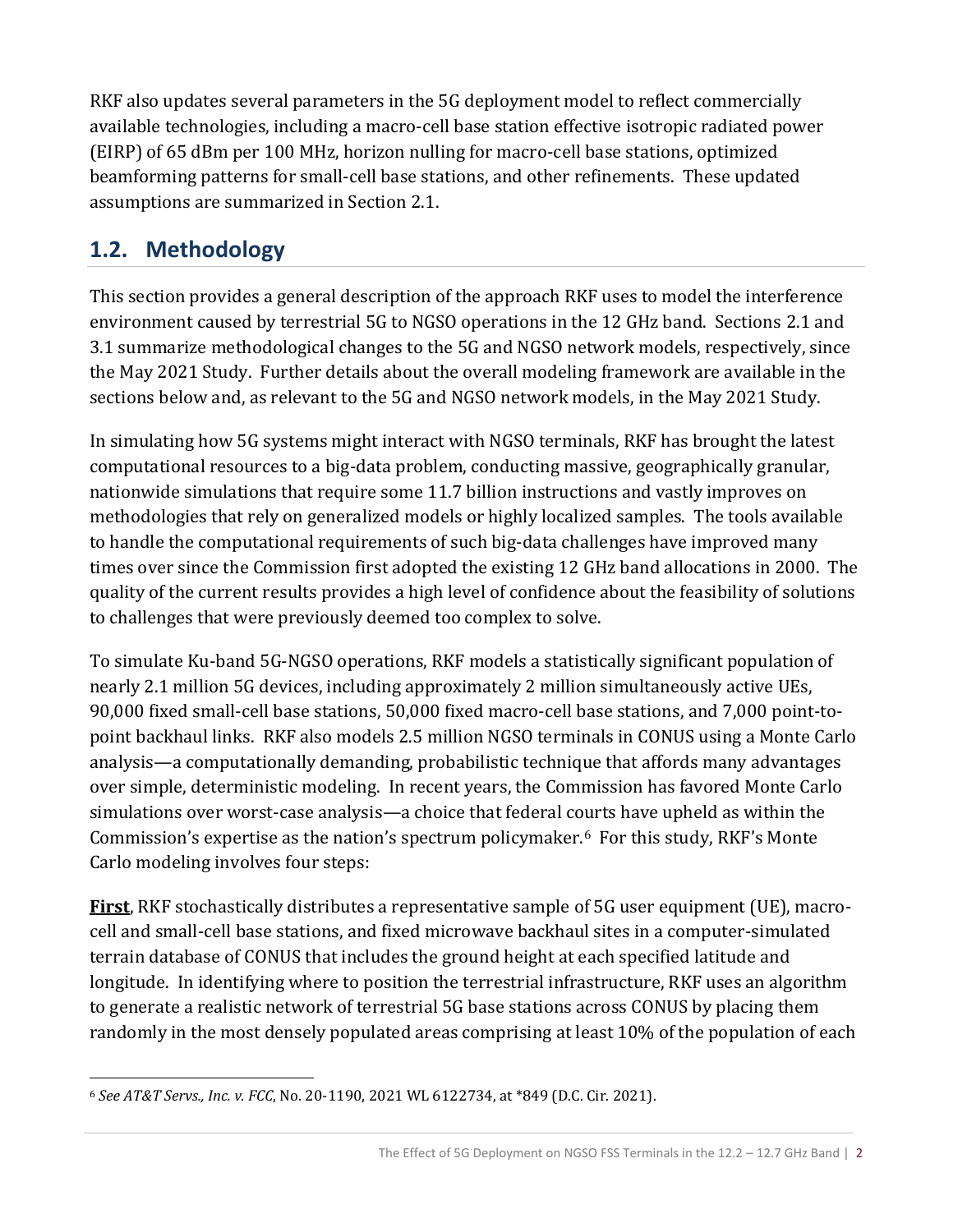RKF also updates several parameters in the 5G deployment model to reflect commercially available technologies, including a macro-cell base station effective isotropic radiated power (EIRP) of 65 dBm per 100 MHz, horizon nulling for macro-cell base stations, optimized beamforming patterns for small-cell base stations, and other refinements. These updated assumptions are summarized in Section 2.1.

## 1.2. Methodology

This section provides a general description of the approach RKF uses to model the interference environment caused by terrestrial 5G to NGSO operations in the 12 GHz band. Sections 2.1 and 3.1 summarize methodological changes to the 5G and NGSO network models, respectively, since the May 2021 Study. Further details about the overall modeling framework are available in the sections below and, as relevant to the 5G and NGSO network models, in the May 2021 Study.

In simulating how 5G systems might interact with NGSO terminals, RKF has brought the latest computational resources to a big-data problem, conducting massive, geographically granular, nationwide simulations that require some 11.7 billion instructions and vastly improves on methodologies that rely on generalized models or highly localized samples. The tools available to handle the computational requirements of such big-data challenges have improved many times over since the Commission first adopted the existing 12 GHz band allocations in 2000. The quality of the current results provides a high level of confidence about the feasibility of solutions to challenges that were previously deemed too complex to solve.

To simulate Ku-band 5G-NGSO operations, RKF models a statistically significant population of nearly 2.1 million 5G devices, including approximately 2 million simultaneously active UEs, 90,000 fixed small-cell base stations, 50,000 fixed macro-cell base stations, and 7,000 point-to-point backhaul links. RKF also models 2.5 million NGSO terminals in CONUS using a Monte Carlo analysis—a computationally demanding, probabilistic technique that affords many advantages over simple, deterministic modeling. In recent years, the Commission has favored Monte Carlo simulations over worst-case analysis—a choice that federal courts have upheld as within the Commission's expertise as the nation's spectrum policymaker.[6] For this study, RKF's Monte Carlo modeling involves four steps:

**First**, RKF stochastically distributes a representative sample of 5G user equipment (UE), macro-cell and small-cell base stations, and fixed microwave backhaul sites in a computer-simulated terrain database of CONUS that includes the ground height at each specified latitude and longitude. In identifying where to position the terrestrial infrastructure, RKF uses an algorithm to generate a realistic network of terrestrial 5G base stations across CONUS by placing them randomly in the most densely populated areas comprising at least 10% of the population of each

[6] *See AT&T Servs., Inc. v. FCC*, No. 20-1190, 2021 WL 6122734, at *849 (D.C. Cir. 2021).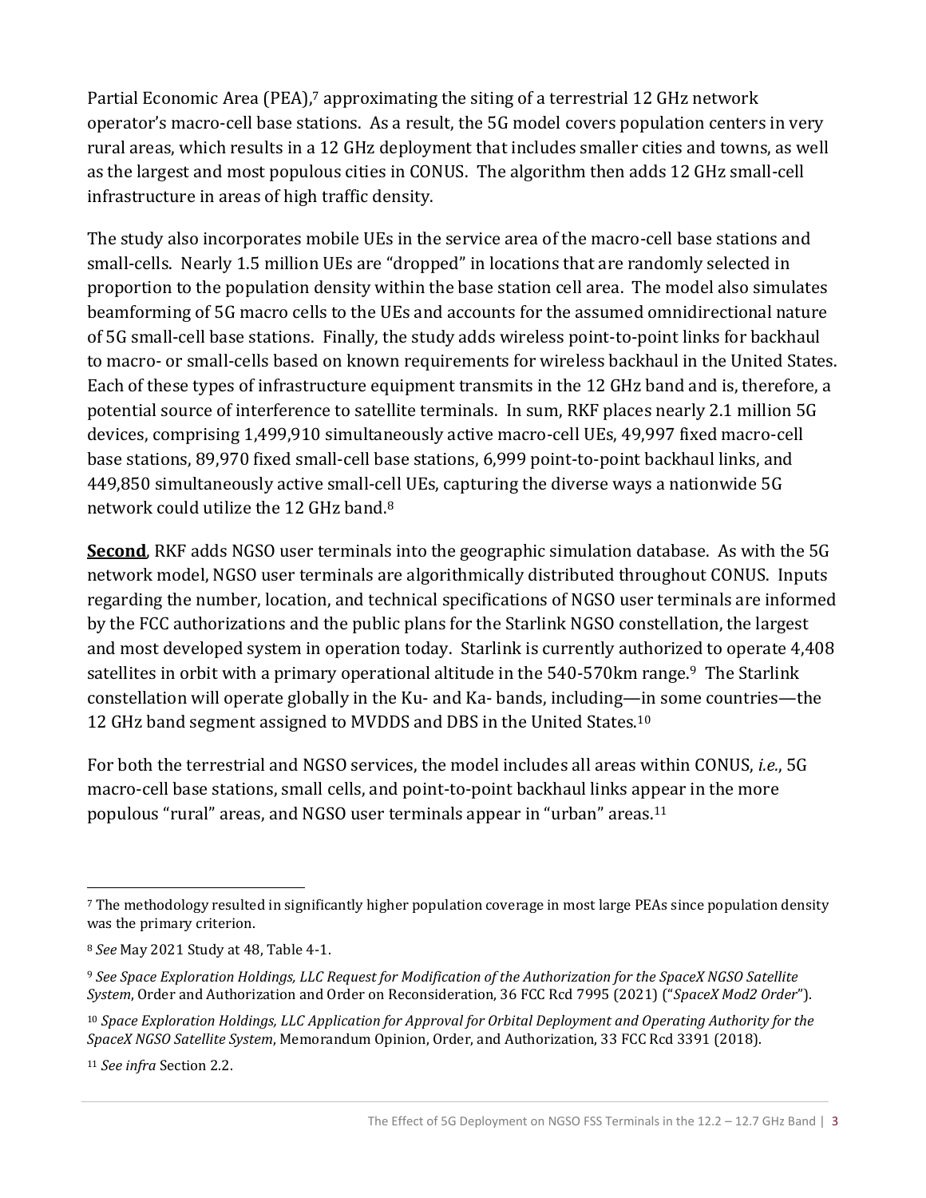Partial Economic Area (PEA),[7] approximating the siting of a terrestrial 12 GHz network operator's macro-cell base stations. As a result, the 5G model covers population centers in very rural areas, which results in a 12 GHz deployment that includes smaller cities and towns, as well as the largest and most populous cities in CONUS. The algorithm then adds 12 GHz small-cell infrastructure in areas of high traffic density.

The study also incorporates mobile UEs in the service area of the macro-cell base stations and small-cells. Nearly 1.5 million UEs are "dropped" in locations that are randomly selected in proportion to the population density within the base station cell area. The model also simulates beamforming of 5G macro cells to the UEs and accounts for the assumed omnidirectional nature of 5G small-cell base stations. Finally, the study adds wireless point-to-point links for backhaul to macro- or small-cells based on known requirements for wireless backhaul in the United States. Each of these types of infrastructure equipment transmits in the 12 GHz band and is, therefore, a potential source of interference to satellite terminals. In sum, RKF places nearly 2.1 million 5G devices, comprising 1,499,910 simultaneously active macro-cell UEs, 49,997 fixed macro-cell base stations, 89,970 fixed small-cell base stations, 6,999 point-to-point backhaul links, and 449,850 simultaneously active small-cell UEs, capturing the diverse ways a nationwide 5G network could utilize the 12 GHz band.[8]

<u>**Second**</u>, RKF adds NGSO user terminals into the geographic simulation database. As with the 5G network model, NGSO user terminals are algorithmically distributed throughout CONUS. Inputs regarding the number, location, and technical specifications of NGSO user terminals are informed by the FCC authorizations and the public plans for the Starlink NGSO constellation, the largest and most developed system in operation today. Starlink is currently authorized to operate 4,408 satellites in orbit with a primary operational altitude in the 540-570km range.[9] The Starlink constellation will operate globally in the Ku- and Ka- bands, including—in some countries—the 12 GHz band segment assigned to MVDDS and DBS in the United States.[10]

For both the terrestrial and NGSO services, the model includes all areas within CONUS, *i.e.*, 5G macro-cell base stations, small cells, and point-to-point backhaul links appear in the more populous "rural" areas, and NGSO user terminals appear in "urban" areas.[11]

---

[7] The methodology resulted in significantly higher population coverage in most large PEAs since population density was the primary criterion.

[8] *See* May 2021 Study at 48, Table 4-1.

[9] *See Space Exploration Holdings, LLC Request for Modification of the Authorization for the SpaceX NGSO Satellite System*, Order and Authorization and Order on Reconsideration, 36 FCC Rcd 7995 (2021) ("*SpaceX Mod2 Order*").

[10] *Space Exploration Holdings, LLC Application for Approval for Orbital Deployment and Operating Authority for the SpaceX NGSO Satellite System*, Memorandum Opinion, Order, and Authorization, 33 FCC Rcd 3391 (2018).

[11] *See infra* Section 2.2.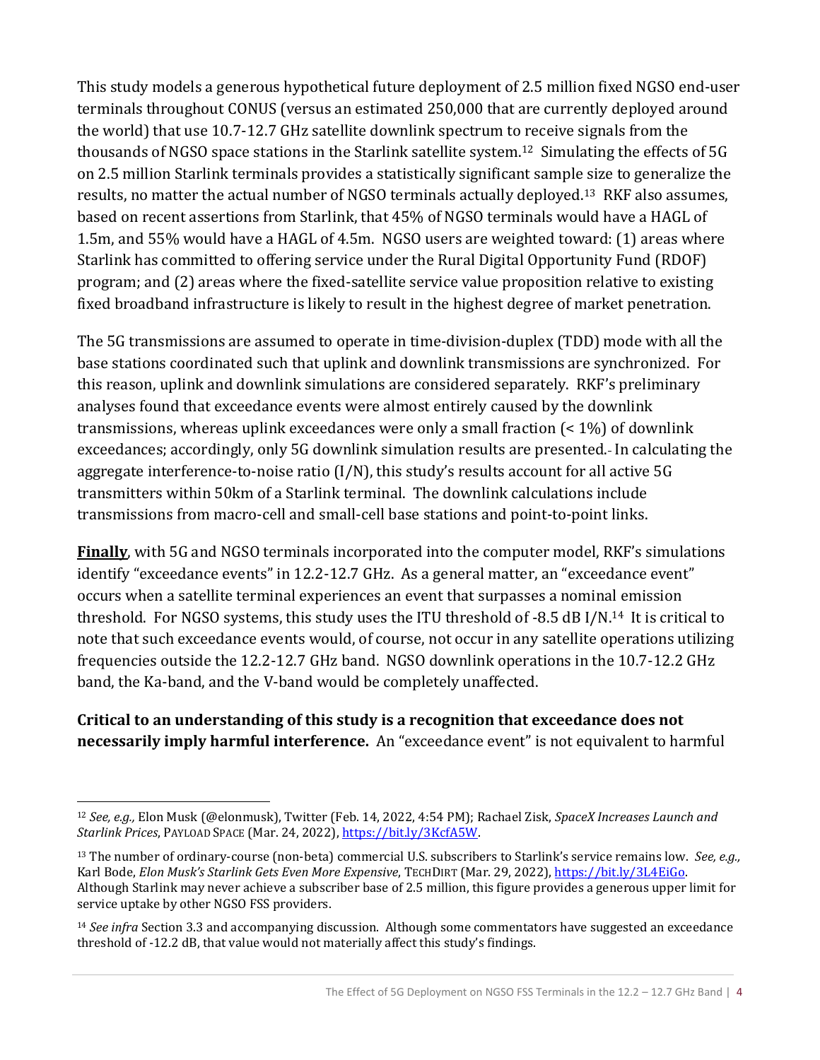This study models a generous hypothetical future deployment of 2.5 million fixed NGSO end-user terminals throughout CONUS (versus an estimated 250,000 that are currently deployed around the world) that use 10.7-12.7 GHz satellite downlink spectrum to receive signals from the thousands of NGSO space stations in the Starlink satellite system.[12] Simulating the effects of 5G on 2.5 million Starlink terminals provides a statistically significant sample size to generalize the results, no matter the actual number of NGSO terminals actually deployed.[13] RKF also assumes, based on recent assertions from Starlink, that 45% of NGSO terminals would have a HAGL of 1.5m, and 55% would have a HAGL of 4.5m. NGSO users are weighted toward: (1) areas where Starlink has committed to offering service under the Rural Digital Opportunity Fund (RDOF) program; and (2) areas where the fixed-satellite service value proposition relative to existing fixed broadband infrastructure is likely to result in the highest degree of market penetration.

The 5G transmissions are assumed to operate in time-division-duplex (TDD) mode with all the base stations coordinated such that uplink and downlink transmissions are synchronized. For this reason, uplink and downlink simulations are considered separately. RKF's preliminary analyses found that exceedance events were almost entirely caused by the downlink transmissions, whereas uplink exceedances were only a small fraction (< 1%) of downlink exceedances; accordingly, only 5G downlink simulation results are presented. In calculating the aggregate interference-to-noise ratio (I/N), this study's results account for all active 5G transmitters within 50km of a Starlink terminal. The downlink calculations include transmissions from macro-cell and small-cell base stations and point-to-point links.

**Finally**, with 5G and NGSO terminals incorporated into the computer model, RKF's simulations identify "exceedance events" in 12.2-12.7 GHz. As a general matter, an "exceedance event" occurs when a satellite terminal experiences an event that surpasses a nominal emission threshold. For NGSO systems, this study uses the ITU threshold of -8.5 dB I/N.[14] It is critical to note that such exceedance events would, of course, not occur in any satellite operations utilizing frequencies outside the 12.2-12.7 GHz band. NGSO downlink operations in the 10.7-12.2 GHz band, the Ka-band, and the V-band would be completely unaffected.

**Critical to an understanding of this study is a recognition that exceedance does not necessarily imply harmful interference.** An "exceedance event" is not equivalent to harmful

---

[12] *See, e.g.,* Elon Musk (@elonmusk), Twitter (Feb. 14, 2022, 4:54 PM); Rachael Zisk, *SpaceX Increases Launch and Starlink Prices*, PAYLOAD SPACE (Mar. 24, 2022), https://bit.ly/3KcfA5W.

[13] The number of ordinary-course (non-beta) commercial U.S. subscribers to Starlink's service remains low. *See, e.g.,* Karl Bode, *Elon Musk's Starlink Gets Even More Expensive*, TECHDIRT (Mar. 29, 2022), https://bit.ly/3L4EiGo. Although Starlink may never achieve a subscriber base of 2.5 million, this figure provides a generous upper limit for service uptake by other NGSO FSS providers.

[14] *See infra* Section 3.3 and accompanying discussion. Although some commentators have suggested an exceedance threshold of -12.2 dB, that value would not materially affect this study's findings.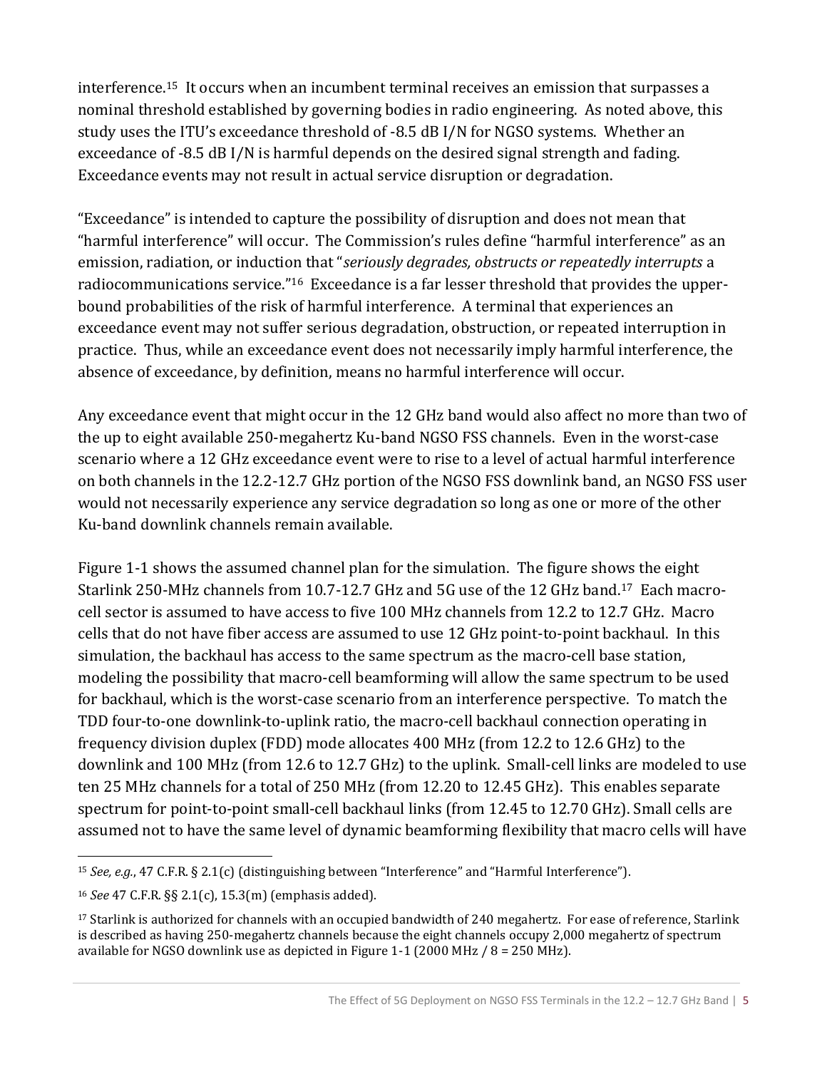interference.[15] It occurs when an incumbent terminal receives an emission that surpasses a nominal threshold established by governing bodies in radio engineering. As noted above, this study uses the ITU's exceedance threshold of -8.5 dB I/N for NGSO systems. Whether an exceedance of -8.5 dB I/N is harmful depends on the desired signal strength and fading. Exceedance events may not result in actual service disruption or degradation.

"Exceedance" is intended to capture the possibility of disruption and does not mean that "harmful interference" will occur. The Commission's rules define "harmful interference" as an emission, radiation, or induction that "*seriously degrades, obstructs or repeatedly interrupts* a radiocommunications service."[16] Exceedance is a far lesser threshold that provides the upper-bound probabilities of the risk of harmful interference. A terminal that experiences an exceedance event may not suffer serious degradation, obstruction, or repeated interruption in practice. Thus, while an exceedance event does not necessarily imply harmful interference, the absence of exceedance, by definition, means no harmful interference will occur.

Any exceedance event that might occur in the 12 GHz band would also affect no more than two of the up to eight available 250-megahertz Ku-band NGSO FSS channels. Even in the worst-case scenario where a 12 GHz exceedance event were to rise to a level of actual harmful interference on both channels in the 12.2-12.7 GHz portion of the NGSO FSS downlink band, an NGSO FSS user would not necessarily experience any service degradation so long as one or more of the other Ku-band downlink channels remain available.

Figure 1-1 shows the assumed channel plan for the simulation. The figure shows the eight Starlink 250-MHz channels from 10.7-12.7 GHz and 5G use of the 12 GHz band.[17] Each macro-cell sector is assumed to have access to five 100 MHz channels from 12.2 to 12.7 GHz. Macro cells that do not have fiber access are assumed to use 12 GHz point-to-point backhaul. In this simulation, the backhaul has access to the same spectrum as the macro-cell base station, modeling the possibility that macro-cell beamforming will allow the same spectrum to be used for backhaul, which is the worst-case scenario from an interference perspective. To match the TDD four-to-one downlink-to-uplink ratio, the macro-cell backhaul connection operating in frequency division duplex (FDD) mode allocates 400 MHz (from 12.2 to 12.6 GHz) to the downlink and 100 MHz (from 12.6 to 12.7 GHz) to the uplink. Small-cell links are modeled to use ten 25 MHz channels for a total of 250 MHz (from 12.20 to 12.45 GHz). This enables separate spectrum for point-to-point small-cell backhaul links (from 12.45 to 12.70 GHz). Small cells are assumed not to have the same level of dynamic beamforming flexibility that macro cells will have

---

[15] *See, e.g.*, 47 C.F.R. § 2.1(c) (distinguishing between "Interference" and "Harmful Interference").

[16] *See* 47 C.F.R. §§ 2.1(c), 15.3(m) (emphasis added).

[17] Starlink is authorized for channels with an occupied bandwidth of 240 megahertz. For ease of reference, Starlink is described as having 250-megahertz channels because the eight channels occupy 2,000 megahertz of spectrum available for NGSO downlink use as depicted in Figure 1-1 (2000 MHz / 8 = 250 MHz).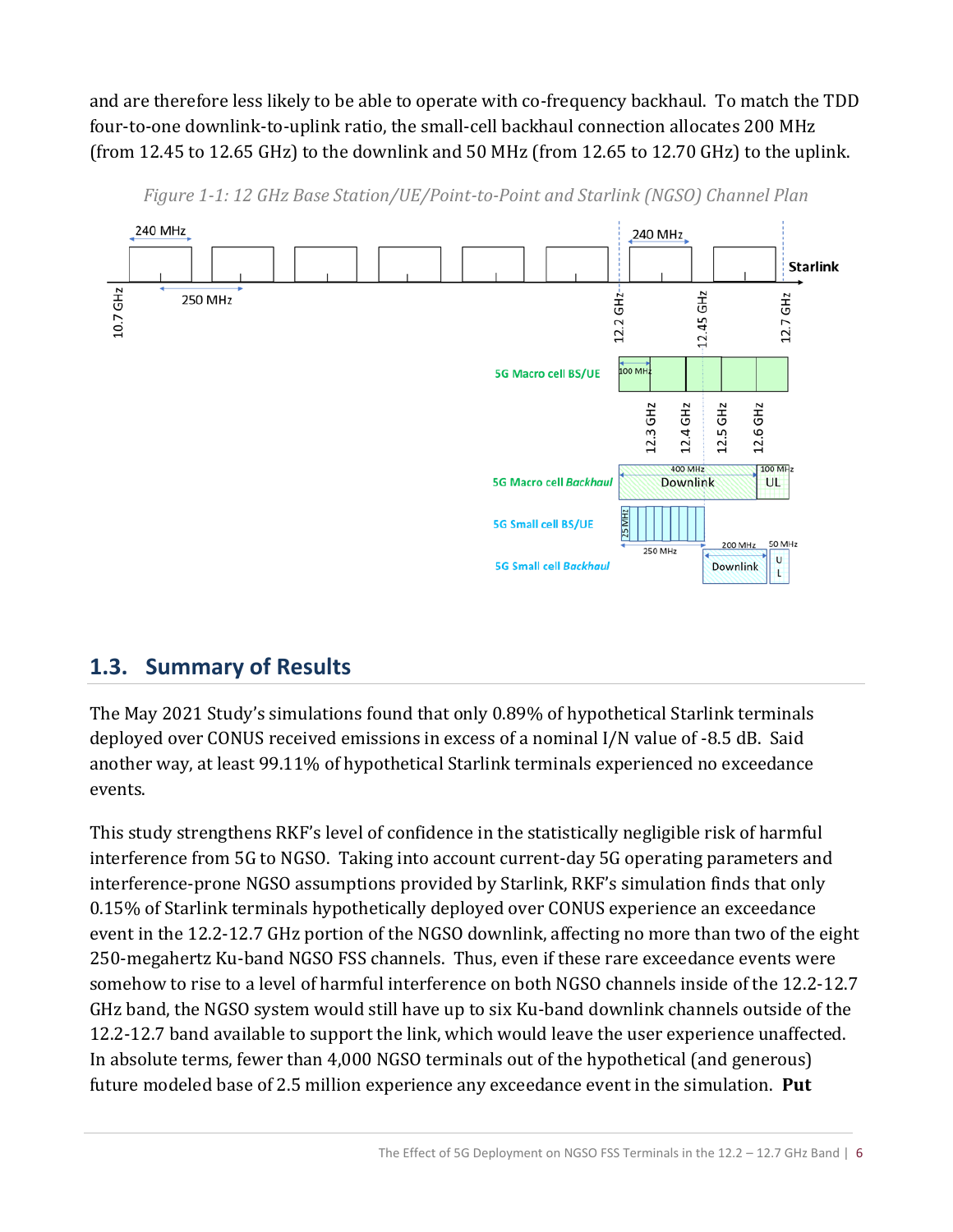and are therefore less likely to be able to operate with co-frequency backhaul. To match the TDD four-to-one downlink-to-uplink ratio, the small-cell backhaul connection allocates 200 MHz (from 12.45 to 12.65 GHz) to the downlink and 50 MHz (from 12.65 to 12.70 GHz) to the uplink.

*Figure 1-1: 12 GHz Base Station/UE/Point-to-Point and Starlink (NGSO) Channel Plan*

## 1.3. Summary of Results

The May 2021 Study's simulations found that only 0.89% of hypothetical Starlink terminals deployed over CONUS received emissions in excess of a nominal I/N value of -8.5 dB. Said another way, at least 99.11% of hypothetical Starlink terminals experienced no exceedance events.

This study strengthens RKF's level of confidence in the statistically negligible risk of harmful interference from 5G to NGSO. Taking into account current-day 5G operating parameters and interference-prone NGSO assumptions provided by Starlink, RKF's simulation finds that only 0.15% of Starlink terminals hypothetically deployed over CONUS experience an exceedance event in the 12.2-12.7 GHz portion of the NGSO downlink, affecting no more than two of the eight 250-megahertz Ku-band NGSO FSS channels. Thus, even if these rare exceedance events were somehow to rise to a level of harmful interference on both NGSO channels inside of the 12.2-12.7 GHz band, the NGSO system would still have up to six Ku-band downlink channels outside of the 12.2-12.7 band available to support the link, which would leave the user experience unaffected. In absolute terms, fewer than 4,000 NGSO terminals out of the hypothetical (and generous) future modeled base of 2.5 million experience any exceedance event in the simulation. **Put**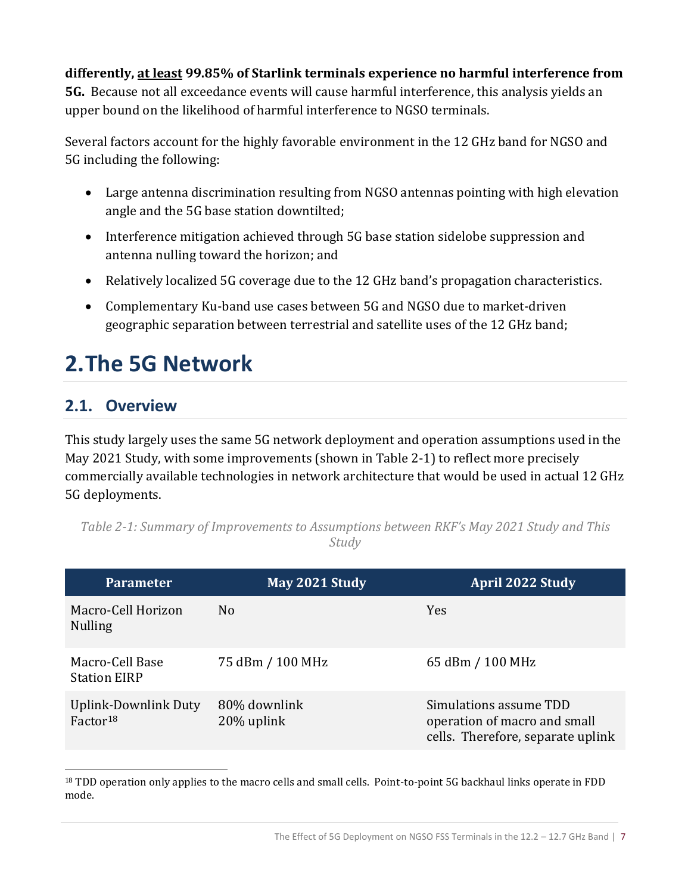**differently, <u>at least</u> 99.85% of Starlink terminals experience no harmful interference from 5G.** Because not all exceedance events will cause harmful interference, this analysis yields an upper bound on the likelihood of harmful interference to NGSO terminals.

Several factors account for the highly favorable environment in the 12 GHz band for NGSO and 5G including the following:

- Large antenna discrimination resulting from NGSO antennas pointing with high elevation angle and the 5G base station downtilted;
- Interference mitigation achieved through 5G base station sidelobe suppression and antenna nulling toward the horizon; and
- Relatively localized 5G coverage due to the 12 GHz band's propagation characteristics.
- Complementary Ku-band use cases between 5G and NGSO due to market-driven geographic separation between terrestrial and satellite uses of the 12 GHz band;

# 2. The 5G Network

## 2.1. Overview

This study largely uses the same 5G network deployment and operation assumptions used in the May 2021 Study, with some improvements (shown in Table 2-1) to reflect more precisely commercially available technologies in network architecture that would be used in actual 12 GHz 5G deployments.

*Table 2-1: Summary of Improvements to Assumptions between RKF's May 2021 Study and This Study*

| Parameter | May 2021 Study | April 2022 Study |
|---|---|---|
| Macro-Cell Horizon Nulling | No | Yes |
| Macro-Cell Base Station EIRP | 75 dBm / 100 MHz | 65 dBm / 100 MHz |
| Uplink-Downlink Duty Factor[18] | 80% downlink 20% uplink | Simulations assume TDD operation of macro and small cells. Therefore, separate uplink |

[18] TDD operation only applies to the macro cells and small cells. Point-to-point 5G backhaul links operate in FDD mode.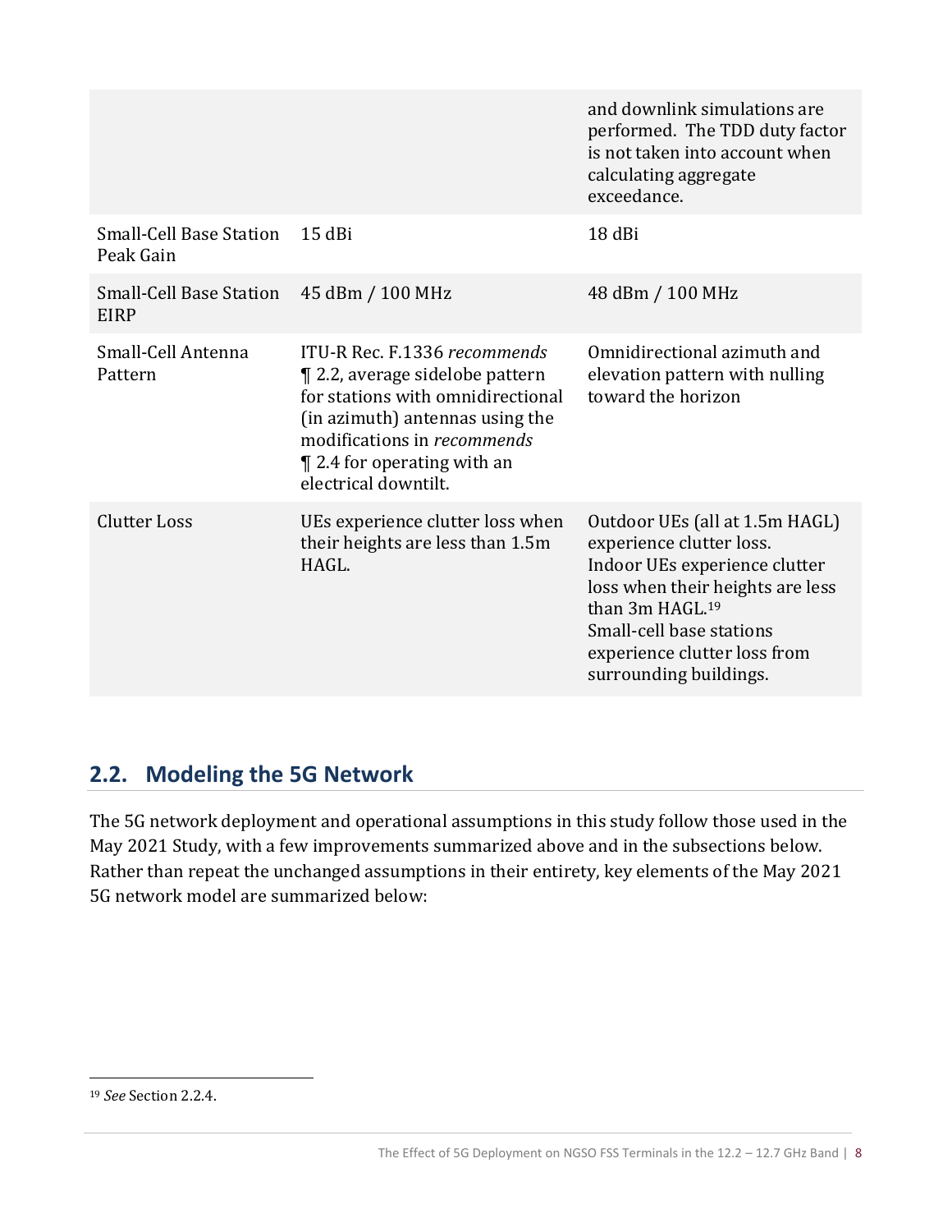| | | |
|---|---|---|
| | | and downlink simulations are performed. The TDD duty factor is not taken into account when calculating aggregate exceedance. |
| Small-Cell Base Station Peak Gain | 15 dBi | 18 dBi |
| Small-Cell Base Station EIRP | 45 dBm / 100 MHz | 48 dBm / 100 MHz |
| Small-Cell Antenna Pattern | ITU-R Rec. F.1336 *recommends* ¶ 2.2, average sidelobe pattern for stations with omnidirectional (in azimuth) antennas using the modifications in *recommends* ¶ 2.4 for operating with an electrical downtilt. | Omnidirectional azimuth and elevation pattern with nulling toward the horizon |
| Clutter Loss | UEs experience clutter loss when their heights are less than 1.5m HAGL. | Outdoor UEs (all at 1.5m HAGL) experience clutter loss. Indoor UEs experience clutter loss when their heights are less than 3m HAGL.[19] Small-cell base stations experience clutter loss from surrounding buildings. |

## 2.2. Modeling the 5G Network

The 5G network deployment and operational assumptions in this study follow those used in the May 2021 Study, with a few improvements summarized above and in the subsections below. Rather than repeat the unchanged assumptions in their entirety, key elements of the May 2021 5G network model are summarized below:

[19] *See* Section 2.2.4.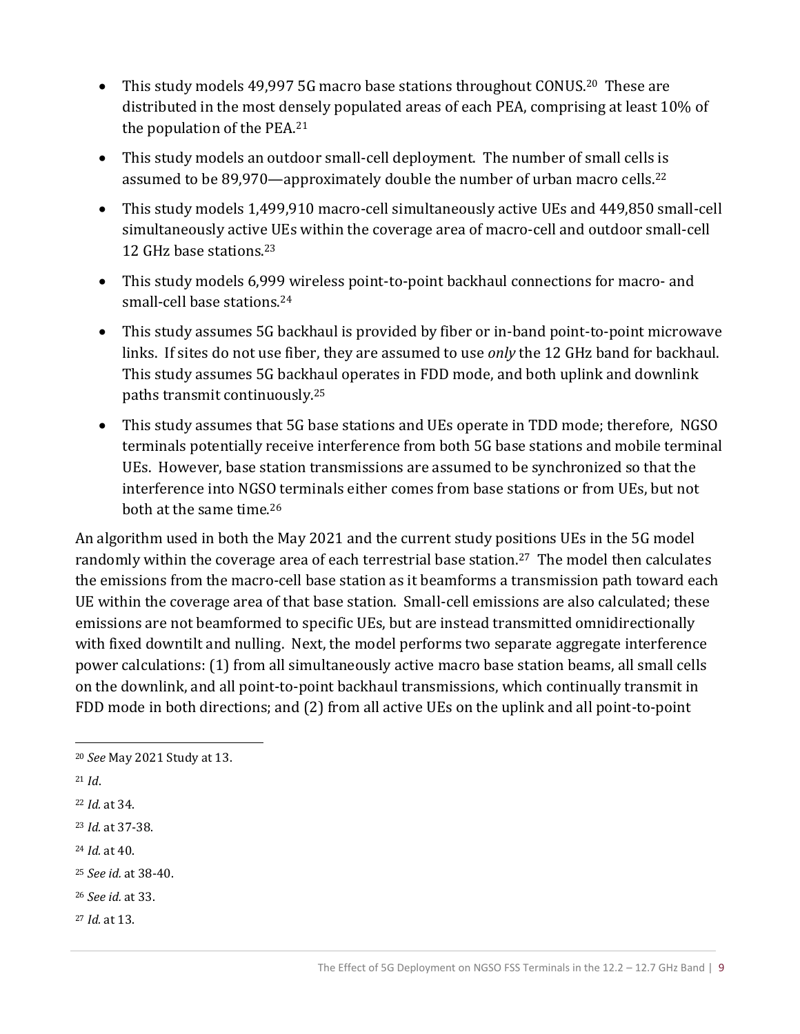- This study models 49,997 5G macro base stations throughout CONUS.[20] These are distributed in the most densely populated areas of each PEA, comprising at least 10% of the population of the PEA.[21]
- This study models an outdoor small-cell deployment. The number of small cells is assumed to be 89,970—approximately double the number of urban macro cells.[22]
- This study models 1,499,910 macro-cell simultaneously active UEs and 449,850 small-cell simultaneously active UEs within the coverage area of macro-cell and outdoor small-cell 12 GHz base stations.[23]
- This study models 6,999 wireless point-to-point backhaul connections for macro- and small-cell base stations.[24]
- This study assumes 5G backhaul is provided by fiber or in-band point-to-point microwave links. If sites do not use fiber, they are assumed to use *only* the 12 GHz band for backhaul. This study assumes 5G backhaul operates in FDD mode, and both uplink and downlink paths transmit continuously.[25]
- This study assumes that 5G base stations and UEs operate in TDD mode; therefore, NGSO terminals potentially receive interference from both 5G base stations and mobile terminal UEs. However, base station transmissions are assumed to be synchronized so that the interference into NGSO terminals either comes from base stations or from UEs, but not both at the same time.[26]

An algorithm used in both the May 2021 and the current study positions UEs in the 5G model randomly within the coverage area of each terrestrial base station.[27] The model then calculates the emissions from the macro-cell base station as it beamforms a transmission path toward each UE within the coverage area of that base station. Small-cell emissions are also calculated; these emissions are not beamformed to specific UEs, but are instead transmitted omnidirectionally with fixed downtilt and nulling. Next, the model performs two separate aggregate interference power calculations: (1) from all simultaneously active macro base station beams, all small cells on the downlink, and all point-to-point backhaul transmissions, which continually transmit in FDD mode in both directions; and (2) from all active UEs on the uplink and all point-to-point

---

[20] *See* May 2021 Study at 13.

[21] *Id*.

[22] *Id.* at 34.

[23] *Id.* at 37-38.

[24] *Id.* at 40.

[25] *See id.* at 38-40.

[26] *See id.* at 33.

[27] *Id.* at 13.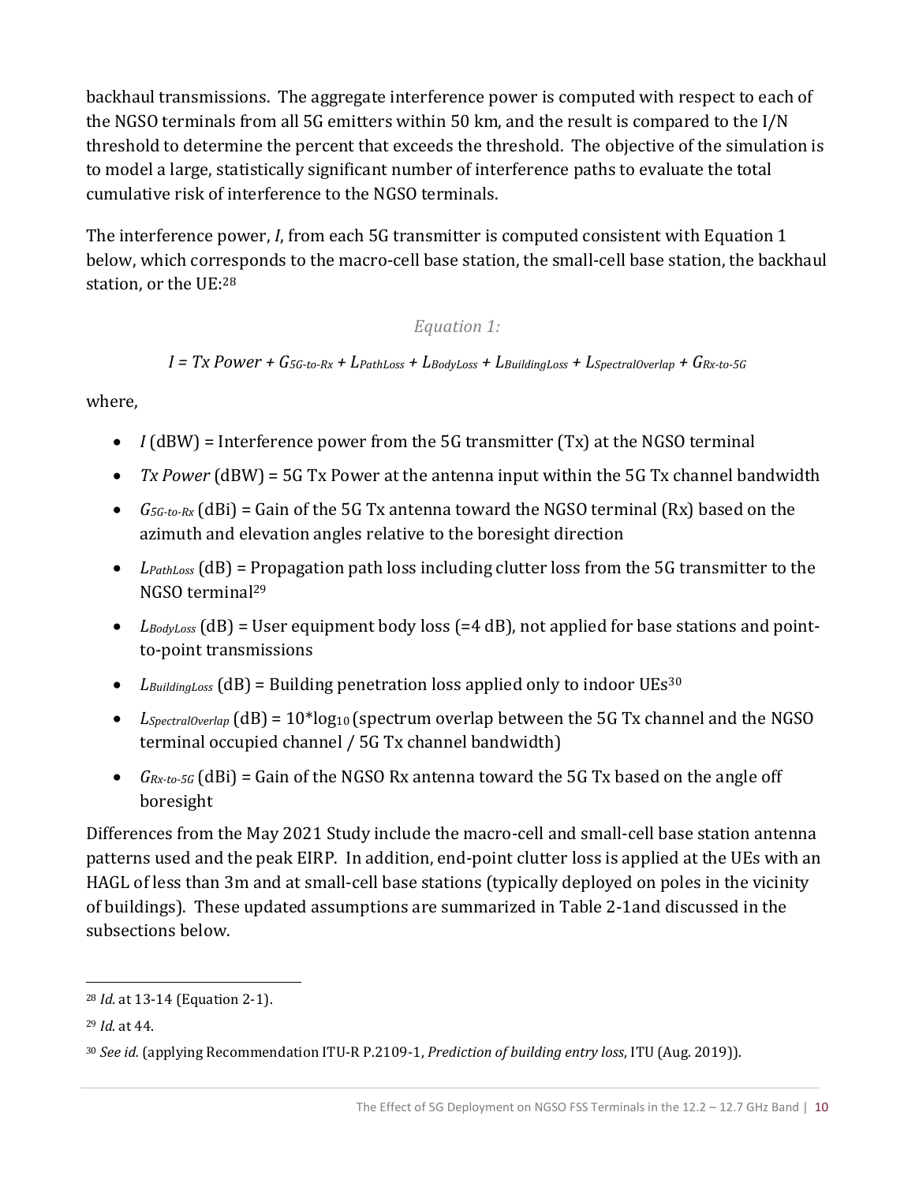backhaul transmissions. The aggregate interference power is computed with respect to each of the NGSO terminals from all 5G emitters within 50 km, and the result is compared to the I/N threshold to determine the percent that exceeds the threshold. The objective of the simulation is to model a large, statistically significant number of interference paths to evaluate the total cumulative risk of interference to the NGSO terminals.

The interference power, *I*, from each 5G transmitter is computed consistent with Equation 1 below, which corresponds to the macro-cell base station, the small-cell base station, the backhaul station, or the UE:[28]

*Equation 1:*

$$I = Tx\ Power + G_{5G\text{-}to\text{-}Rx} + L_{PathLoss} + L_{BodyLoss} + L_{BuildingLoss} + L_{SpectralOverlap} + G_{Rx\text{-}to\text{-}5G}$$

where,

- $I$ (dBW) = Interference power from the 5G transmitter (Tx) at the NGSO terminal
- *Tx Power* (dBW) = 5G Tx Power at the antenna input within the 5G Tx channel bandwidth
- $G_{5G\text{-}to\text{-}Rx}$ (dBi) = Gain of the 5G Tx antenna toward the NGSO terminal (Rx) based on the azimuth and elevation angles relative to the boresight direction
- $L_{PathLoss}$ (dB) = Propagation path loss including clutter loss from the 5G transmitter to the NGSO terminal[29]
- $L_{BodyLoss}$ (dB) = User equipment body loss (=4 dB), not applied for base stations and point-to-point transmissions
- $L_{BuildingLoss}$ (dB) = Building penetration loss applied only to indoor UEs[30]
- $L_{SpectralOverlap}$ (dB) = $10 \cdot \log_{10}$ (spectrum overlap between the 5G Tx channel and the NGSO terminal occupied channel / 5G Tx channel bandwidth)
- $G_{Rx\text{-}to\text{-}5G}$ (dBi) = Gain of the NGSO Rx antenna toward the 5G Tx based on the angle off boresight

Differences from the May 2021 Study include the macro-cell and small-cell base station antenna patterns used and the peak EIRP. In addition, end-point clutter loss is applied at the UEs with an HAGL of less than 3m and at small-cell base stations (typically deployed on poles in the vicinity of buildings). These updated assumptions are summarized in Table 2-1and discussed in the subsections below.

---

[28] *Id.* at 13-14 (Equation 2-1).

[29] *Id.* at 44.

[30] *See id.* (applying Recommendation ITU-R P.2109-1, *Prediction of building entry loss*, ITU (Aug. 2019)).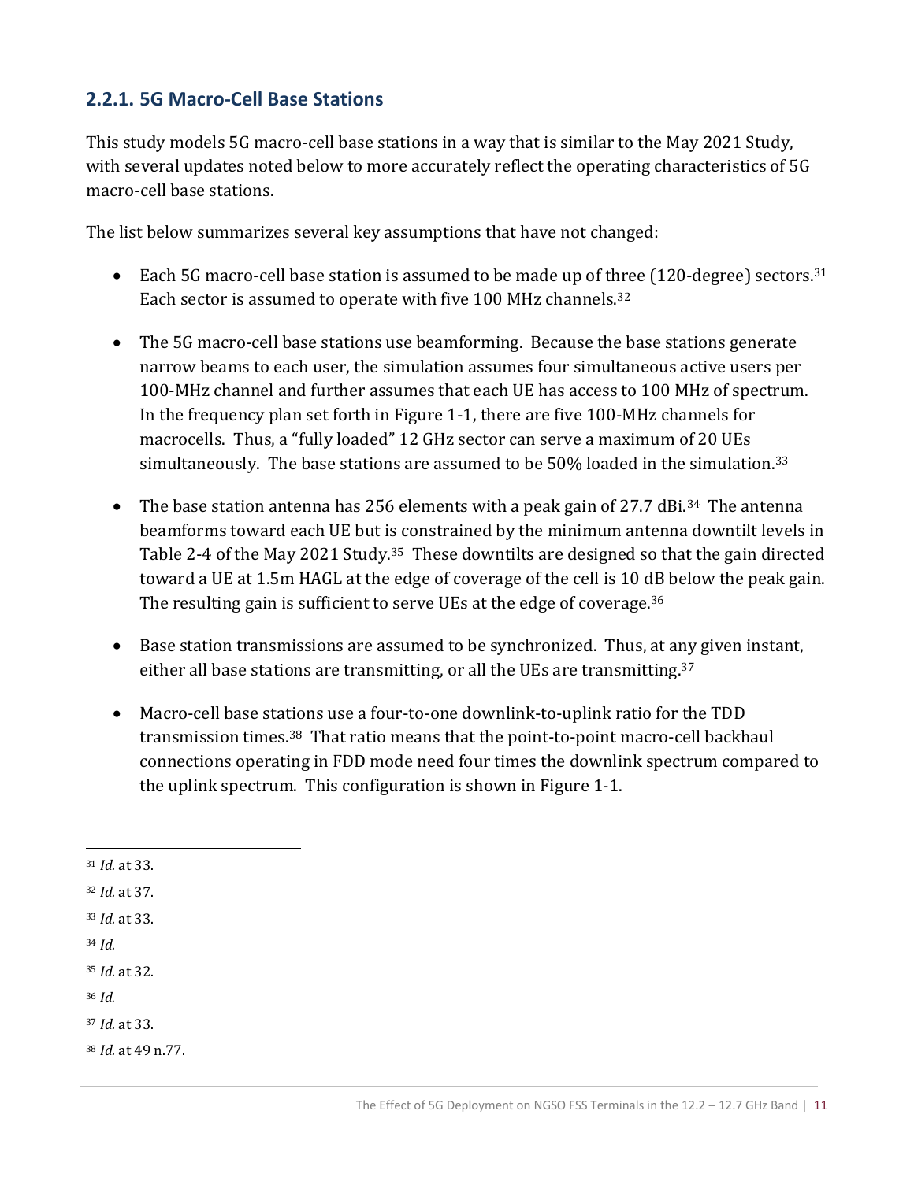### 2.2.1. 5G Macro-Cell Base Stations

This study models 5G macro-cell base stations in a way that is similar to the May 2021 Study, with several updates noted below to more accurately reflect the operating characteristics of 5G macro-cell base stations.

The list below summarizes several key assumptions that have not changed:

- Each 5G macro-cell base station is assumed to be made up of three (120-degree) sectors.[31] Each sector is assumed to operate with five 100 MHz channels.[32]

- The 5G macro-cell base stations use beamforming. Because the base stations generate narrow beams to each user, the simulation assumes four simultaneous active users per 100-MHz channel and further assumes that each UE has access to 100 MHz of spectrum. In the frequency plan set forth in Figure 1-1, there are five 100-MHz channels for macrocells. Thus, a "fully loaded" 12 GHz sector can serve a maximum of 20 UEs simultaneously. The base stations are assumed to be 50% loaded in the simulation.[33]

- The base station antenna has 256 elements with a peak gain of 27.7 dBi.[34] The antenna beamforms toward each UE but is constrained by the minimum antenna downtilt levels in Table 2-4 of the May 2021 Study.[35] These downtilts are designed so that the gain directed toward a UE at 1.5m HAGL at the edge of coverage of the cell is 10 dB below the peak gain. The resulting gain is sufficient to serve UEs at the edge of coverage.[36]

- Base station transmissions are assumed to be synchronized. Thus, at any given instant, either all base stations are transmitting, or all the UEs are transmitting.[37]

- Macro-cell base stations use a four-to-one downlink-to-uplink ratio for the TDD transmission times.[38] That ratio means that the point-to-point macro-cell backhaul connections operating in FDD mode need four times the downlink spectrum compared to the uplink spectrum. This configuration is shown in Figure 1-1.

---

[31] *Id.* at 33.

[32] *Id.* at 37.

[33] *Id.* at 33.

[34] *Id.*

[35] *Id.* at 32.

[36] *Id.*

[37] *Id.* at 33.

[38] *Id.* at 49 n.77.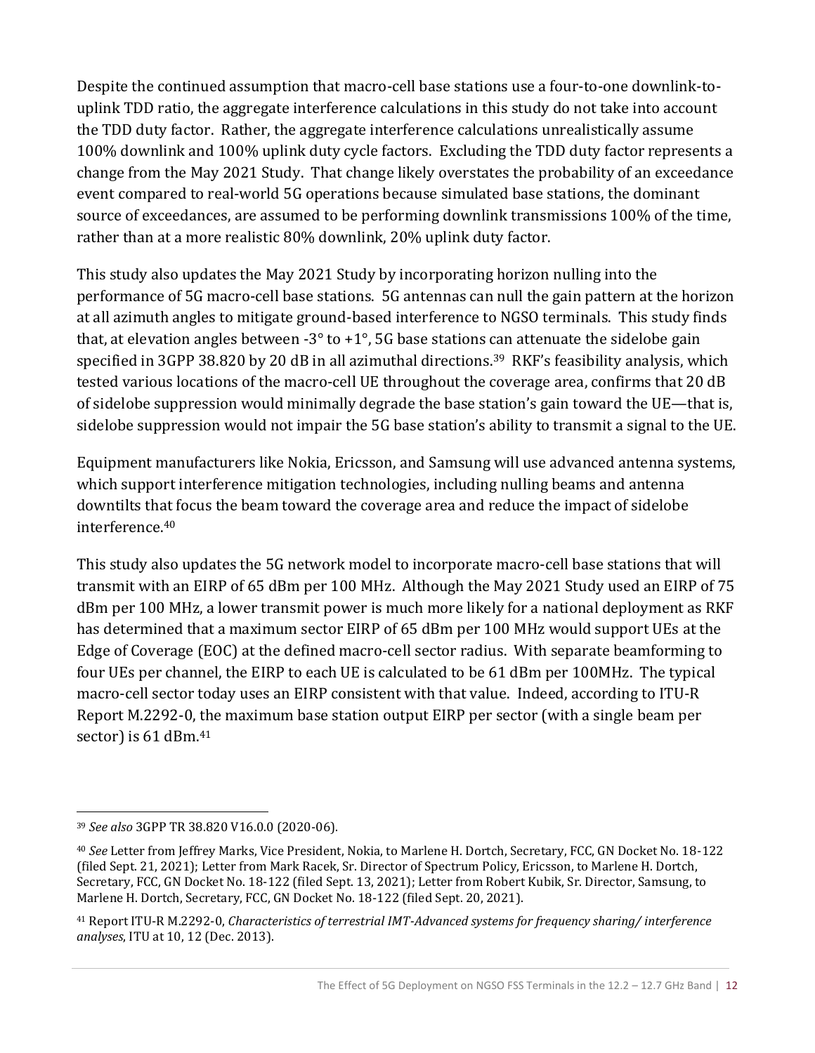Despite the continued assumption that macro-cell base stations use a four-to-one downlink-to-uplink TDD ratio, the aggregate interference calculations in this study do not take into account the TDD duty factor. Rather, the aggregate interference calculations unrealistically assume 100% downlink and 100% uplink duty cycle factors. Excluding the TDD duty factor represents a change from the May 2021 Study. That change likely overstates the probability of an exceedance event compared to real-world 5G operations because simulated base stations, the dominant source of exceedances, are assumed to be performing downlink transmissions 100% of the time, rather than at a more realistic 80% downlink, 20% uplink duty factor.

This study also updates the May 2021 Study by incorporating horizon nulling into the performance of 5G macro-cell base stations. 5G antennas can null the gain pattern at the horizon at all azimuth angles to mitigate ground-based interference to NGSO terminals. This study finds that, at elevation angles between -3° to +1°, 5G base stations can attenuate the sidelobe gain specified in 3GPP 38.820 by 20 dB in all azimuthal directions.[39] RKF's feasibility analysis, which tested various locations of the macro-cell UE throughout the coverage area, confirms that 20 dB of sidelobe suppression would minimally degrade the base station's gain toward the UE—that is, sidelobe suppression would not impair the 5G base station's ability to transmit a signal to the UE.

Equipment manufacturers like Nokia, Ericsson, and Samsung will use advanced antenna systems, which support interference mitigation technologies, including nulling beams and antenna downtilts that focus the beam toward the coverage area and reduce the impact of sidelobe interference.[40]

This study also updates the 5G network model to incorporate macro-cell base stations that will transmit with an EIRP of 65 dBm per 100 MHz. Although the May 2021 Study used an EIRP of 75 dBm per 100 MHz, a lower transmit power is much more likely for a national deployment as RKF has determined that a maximum sector EIRP of 65 dBm per 100 MHz would support UEs at the Edge of Coverage (EOC) at the defined macro-cell sector radius. With separate beamforming to four UEs per channel, the EIRP to each UE is calculated to be 61 dBm per 100MHz. The typical macro-cell sector today uses an EIRP consistent with that value. Indeed, according to ITU-R Report M.2292-0, the maximum base station output EIRP per sector (with a single beam per sector) is 61 dBm.[41]

---

[39] *See also* 3GPP TR 38.820 V16.0.0 (2020-06).

[40] *See* Letter from Jeffrey Marks, Vice President, Nokia, to Marlene H. Dortch, Secretary, FCC, GN Docket No. 18-122 (filed Sept. 21, 2021); Letter from Mark Racek, Sr. Director of Spectrum Policy, Ericsson, to Marlene H. Dortch, Secretary, FCC, GN Docket No. 18-122 (filed Sept. 13, 2021); Letter from Robert Kubik, Sr. Director, Samsung, to Marlene H. Dortch, Secretary, FCC, GN Docket No. 18-122 (filed Sept. 20, 2021).

[41] Report ITU-R M.2292-0, *Characteristics of terrestrial IMT-Advanced systems for frequency sharing/ interference analyses*, ITU at 10, 12 (Dec. 2013).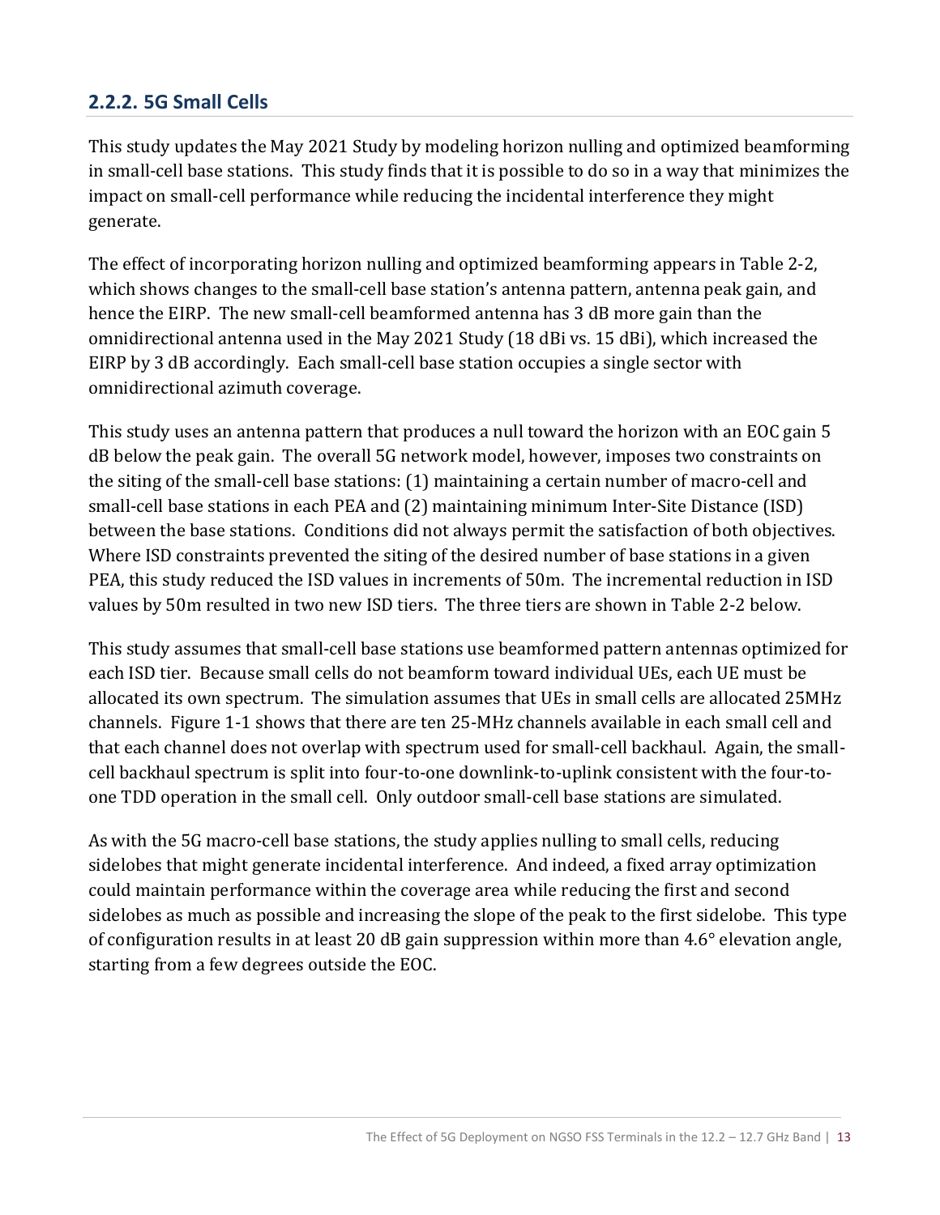### 2.2.2. 5G Small Cells

This study updates the May 2021 Study by modeling horizon nulling and optimized beamforming in small-cell base stations. This study finds that it is possible to do so in a way that minimizes the impact on small-cell performance while reducing the incidental interference they might generate.

The effect of incorporating horizon nulling and optimized beamforming appears in Table 2-2, which shows changes to the small-cell base station's antenna pattern, antenna peak gain, and hence the EIRP. The new small-cell beamformed antenna has 3 dB more gain than the omnidirectional antenna used in the May 2021 Study (18 dBi vs. 15 dBi), which increased the EIRP by 3 dB accordingly. Each small-cell base station occupies a single sector with omnidirectional azimuth coverage.

This study uses an antenna pattern that produces a null toward the horizon with an EOC gain 5 dB below the peak gain. The overall 5G network model, however, imposes two constraints on the siting of the small-cell base stations: (1) maintaining a certain number of macro-cell and small-cell base stations in each PEA and (2) maintaining minimum Inter-Site Distance (ISD) between the base stations. Conditions did not always permit the satisfaction of both objectives. Where ISD constraints prevented the siting of the desired number of base stations in a given PEA, this study reduced the ISD values in increments of 50m. The incremental reduction in ISD values by 50m resulted in two new ISD tiers. The three tiers are shown in Table 2-2 below.

This study assumes that small-cell base stations use beamformed pattern antennas optimized for each ISD tier. Because small cells do not beamform toward individual UEs, each UE must be allocated its own spectrum. The simulation assumes that UEs in small cells are allocated 25MHz channels. Figure 1-1 shows that there are ten 25-MHz channels available in each small cell and that each channel does not overlap with spectrum used for small-cell backhaul. Again, the small-cell backhaul spectrum is split into four-to-one downlink-to-uplink consistent with the four-to-one TDD operation in the small cell. Only outdoor small-cell base stations are simulated.

As with the 5G macro-cell base stations, the study applies nulling to small cells, reducing sidelobes that might generate incidental interference. And indeed, a fixed array optimization could maintain performance within the coverage area while reducing the first and second sidelobes as much as possible and increasing the slope of the peak to the first sidelobe. This type of configuration results in at least 20 dB gain suppression within more than 4.6° elevation angle, starting from a few degrees outside the EOC.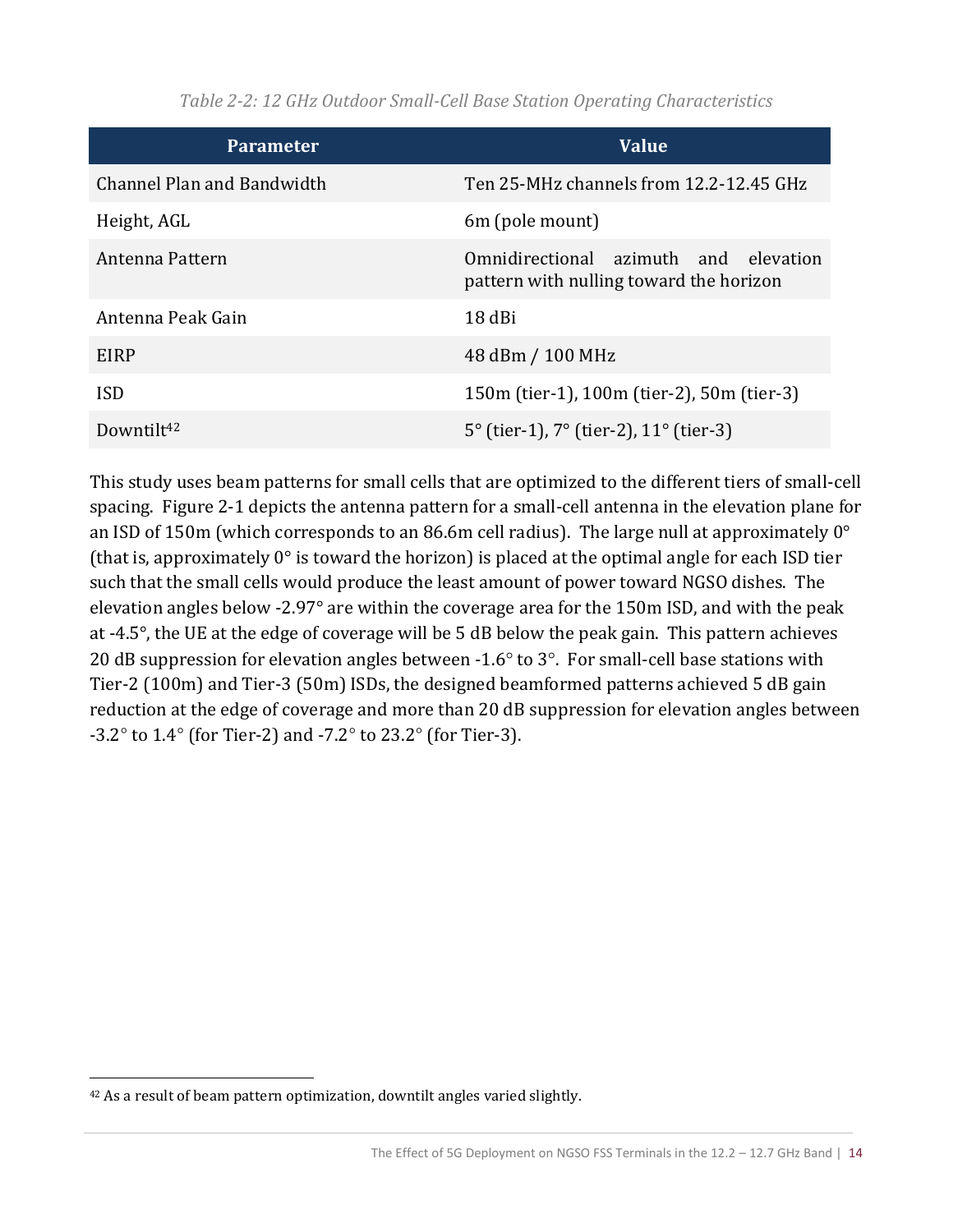*Table 2-2: 12 GHz Outdoor Small-Cell Base Station Operating Characteristics*

| Parameter | Value |
|---|---|
| Channel Plan and Bandwidth | Ten 25-MHz channels from 12.2-12.45 GHz |
| Height, AGL | 6m (pole mount) |
| Antenna Pattern | Omnidirectional azimuth and elevation pattern with nulling toward the horizon |
| Antenna Peak Gain | 18 dBi |
| EIRP | 48 dBm / 100 MHz |
| ISD | 150m (tier-1), 100m (tier-2), 50m (tier-3) |
| Downtilt[42] | 5° (tier-1), 7° (tier-2), 11° (tier-3) |

This study uses beam patterns for small cells that are optimized to the different tiers of small-cell spacing. Figure 2-1 depicts the antenna pattern for a small-cell antenna in the elevation plane for an ISD of 150m (which corresponds to an 86.6m cell radius). The large null at approximately 0° (that is, approximately 0° is toward the horizon) is placed at the optimal angle for each ISD tier such that the small cells would produce the least amount of power toward NGSO dishes. The elevation angles below -2.97° are within the coverage area for the 150m ISD, and with the peak at -4.5°, the UE at the edge of coverage will be 5 dB below the peak gain. This pattern achieves 20 dB suppression for elevation angles between -1.6° to 3°. For small-cell base stations with Tier-2 (100m) and Tier-3 (50m) ISDs, the designed beamformed patterns achieved 5 dB gain reduction at the edge of coverage and more than 20 dB suppression for elevation angles between -3.2° to 1.4° (for Tier-2) and -7.2° to 23.2° (for Tier-3).

[42] As a result of beam pattern optimization, downtilt angles varied slightly.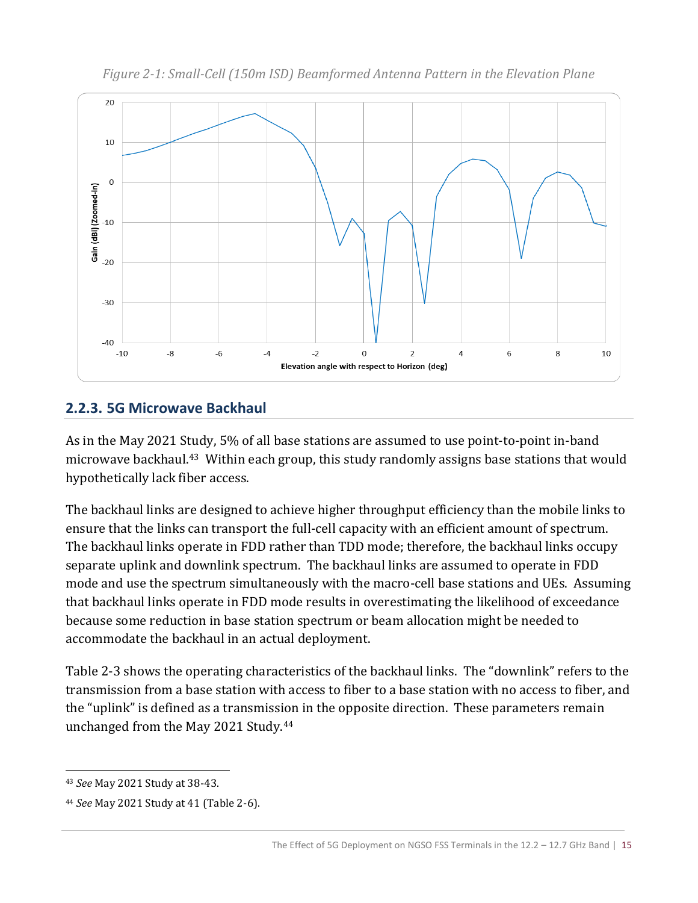*Figure 2-1: Small-Cell (150m ISD) Beamformed Antenna Pattern in the Elevation Plane*

### 2.2.3. 5G Microwave Backhaul

As in the May 2021 Study, 5% of all base stations are assumed to use point-to-point in-band microwave backhaul.[43] Within each group, this study randomly assigns base stations that would hypothetically lack fiber access.

The backhaul links are designed to achieve higher throughput efficiency than the mobile links to ensure that the links can transport the full-cell capacity with an efficient amount of spectrum. The backhaul links operate in FDD rather than TDD mode; therefore, the backhaul links occupy separate uplink and downlink spectrum. The backhaul links are assumed to operate in FDD mode and use the spectrum simultaneously with the macro-cell base stations and UEs. Assuming that backhaul links operate in FDD mode results in overestimating the likelihood of exceedance because some reduction in base station spectrum or beam allocation might be needed to accommodate the backhaul in an actual deployment.

Table 2-3 shows the operating characteristics of the backhaul links. The "downlink" refers to the transmission from a base station with access to fiber to a base station with no access to fiber, and the "uplink" is defined as a transmission in the opposite direction. These parameters remain unchanged from the May 2021 Study.[44]

[43] *See* May 2021 Study at 38-43.

[44] *See* May 2021 Study at 41 (Table 2-6).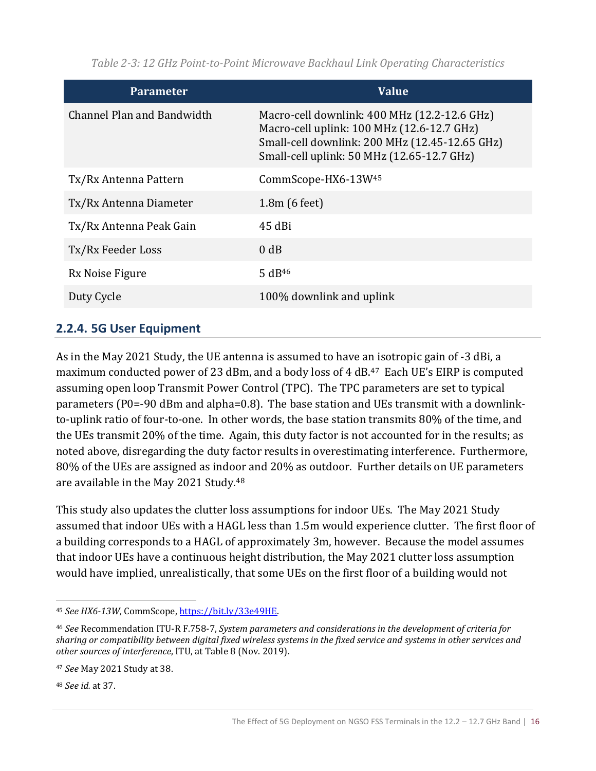*Table 2-3: 12 GHz Point-to-Point Microwave Backhaul Link Operating Characteristics*

| Parameter | Value |
|---|---|
| Channel Plan and Bandwidth | Macro-cell downlink: 400 MHz (12.2-12.6 GHz)<br>Macro-cell uplink: 100 MHz (12.6-12.7 GHz)<br>Small-cell downlink: 200 MHz (12.45-12.65 GHz)<br>Small-cell uplink: 50 MHz (12.65-12.7 GHz) |
| Tx/Rx Antenna Pattern | CommScope-HX6-13W[45] |
| Tx/Rx Antenna Diameter | 1.8m (6 feet) |
| Tx/Rx Antenna Peak Gain | 45 dBi |
| Tx/Rx Feeder Loss | 0 dB |
| Rx Noise Figure | 5 dB[46] |
| Duty Cycle | 100% downlink and uplink |

### 2.2.4. 5G User Equipment

As in the May 2021 Study, the UE antenna is assumed to have an isotropic gain of -3 dBi, a maximum conducted power of 23 dBm, and a body loss of 4 dB.[47] Each UE's EIRP is computed assuming open loop Transmit Power Control (TPC). The TPC parameters are set to typical parameters (P0=-90 dBm and alpha=0.8). The base station and UEs transmit with a downlink-to-uplink ratio of four-to-one. In other words, the base station transmits 80% of the time, and the UEs transmit 20% of the time. Again, this duty factor is not accounted for in the results; as noted above, disregarding the duty factor results in overestimating interference. Furthermore, 80% of the UEs are assigned as indoor and 20% as outdoor. Further details on UE parameters are available in the May 2021 Study.[48]

This study also updates the clutter loss assumptions for indoor UEs. The May 2021 Study assumed that indoor UEs with a HAGL less than 1.5m would experience clutter. The first floor of a building corresponds to a HAGL of approximately 3m, however. Because the model assumes that indoor UEs have a continuous height distribution, the May 2021 clutter loss assumption would have implied, unrealistically, that some UEs on the first floor of a building would not

---

[45] *See HX6-13W*, CommScope, https://bit.ly/33e49HE.

[46] *See* Recommendation ITU-R F.758-7, *System parameters and considerations in the development of criteria for sharing or compatibility between digital fixed wireless systems in the fixed service and systems in other services and other sources of interference*, ITU, at Table 8 (Nov. 2019).

[47] *See* May 2021 Study at 38.

[48] *See id.* at 37.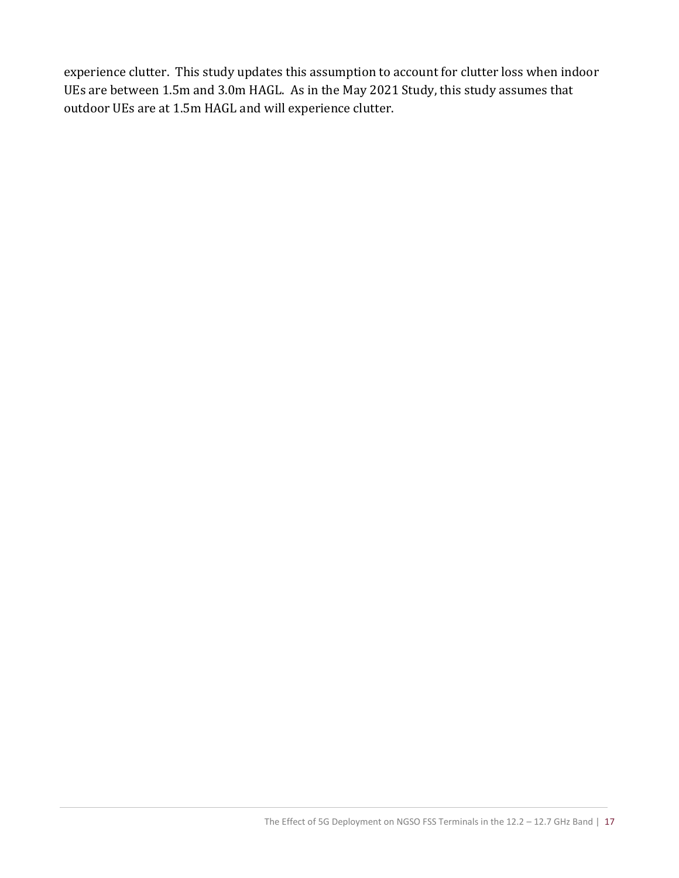experience clutter. This study updates this assumption to account for clutter loss when indoor UEs are between 1.5m and 3.0m HAGL. As in the May 2021 Study, this study assumes that outdoor UEs are at 1.5m HAGL and will experience clutter.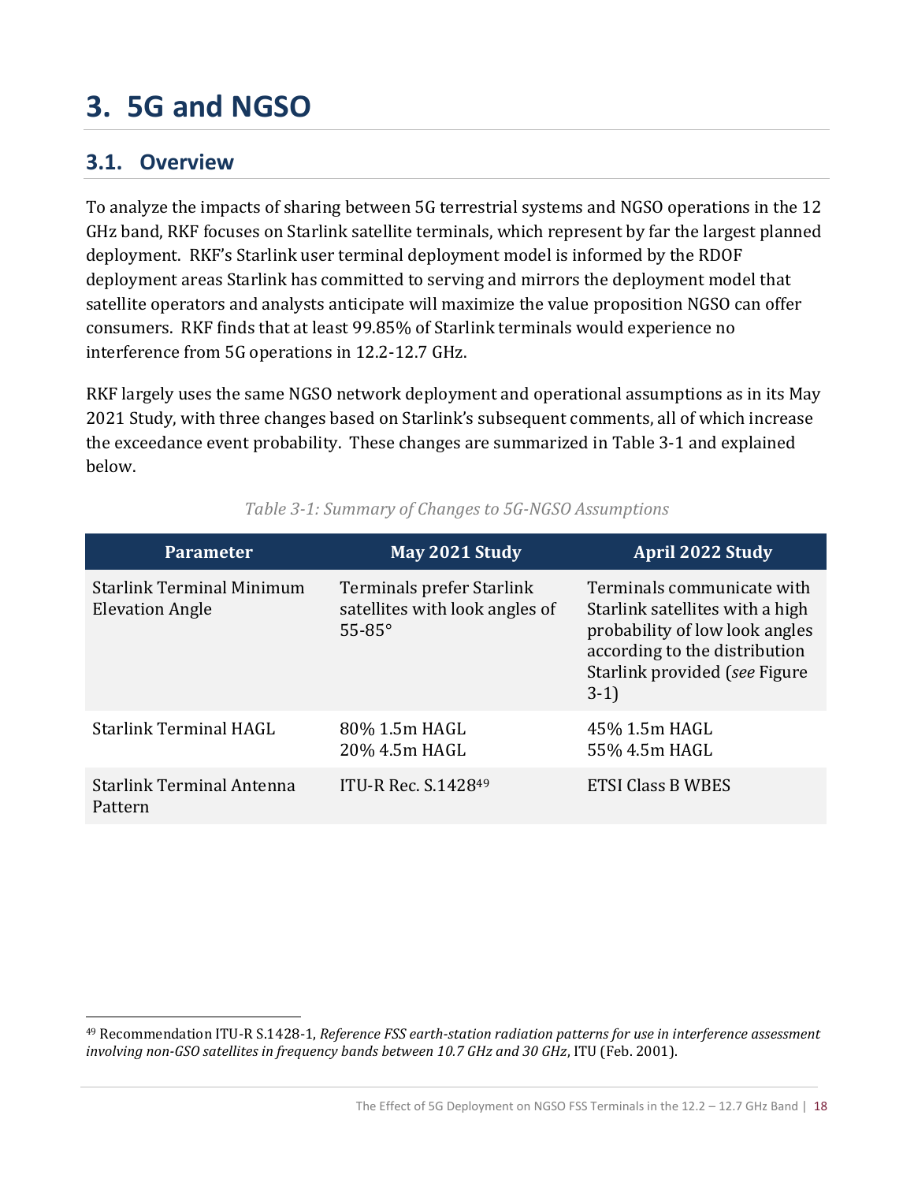# 3. 5G and NGSO

## 3.1. Overview

To analyze the impacts of sharing between 5G terrestrial systems and NGSO operations in the 12 GHz band, RKF focuses on Starlink satellite terminals, which represent by far the largest planned deployment. RKF's Starlink user terminal deployment model is informed by the RDOF deployment areas Starlink has committed to serving and mirrors the deployment model that satellite operators and analysts anticipate will maximize the value proposition NGSO can offer consumers. RKF finds that at least 99.85% of Starlink terminals would experience no interference from 5G operations in 12.2-12.7 GHz.

RKF largely uses the same NGSO network deployment and operational assumptions as in its May 2021 Study, with three changes based on Starlink's subsequent comments, all of which increase the exceedance event probability. These changes are summarized in Table 3-1 and explained below.

*Table 3-1: Summary of Changes to 5G-NGSO Assumptions*

| Parameter | May 2021 Study | April 2022 Study |
|---|---|---|
| Starlink Terminal Minimum Elevation Angle | Terminals prefer Starlink satellites with look angles of 55-85° | Terminals communicate with Starlink satellites with a high probability of low look angles according to the distribution Starlink provided (*see* Figure 3-1) |
| Starlink Terminal HAGL | 80% 1.5m HAGL<br>20% 4.5m HAGL | 45% 1.5m HAGL<br>55% 4.5m HAGL |
| Starlink Terminal Antenna Pattern | ITU-R Rec. S.1428[49] | ETSI Class B WBES |

[49] Recommendation ITU-R S.1428-1, *Reference FSS earth-station radiation patterns for use in interference assessment involving non-GSO satellites in frequency bands between 10.7 GHz and 30 GHz*, ITU (Feb. 2001).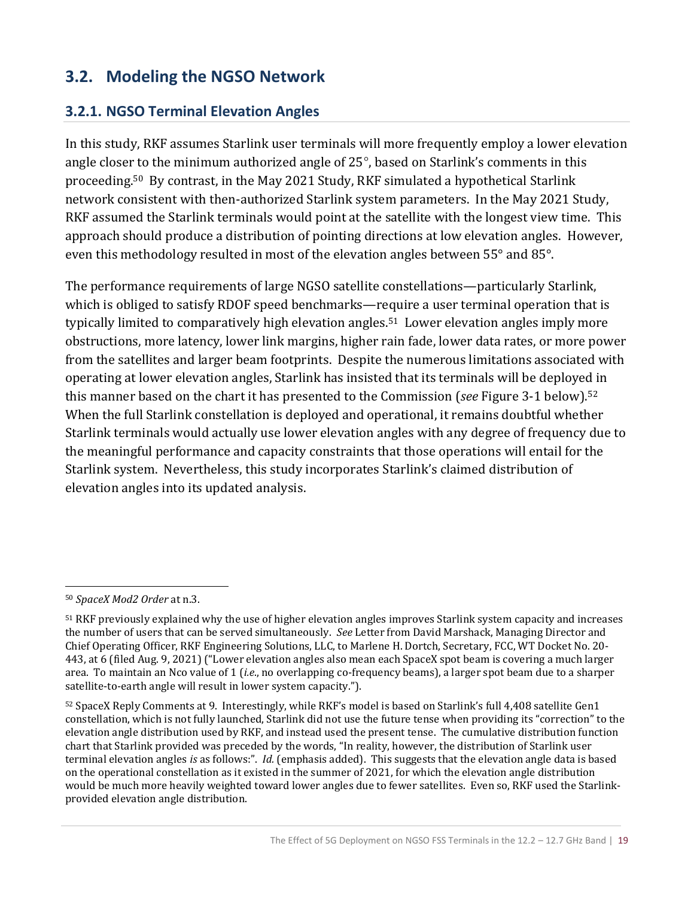## 3.2. Modeling the NGSO Network

### 3.2.1. NGSO Terminal Elevation Angles

In this study, RKF assumes Starlink user terminals will more frequently employ a lower elevation angle closer to the minimum authorized angle of 25°, based on Starlink's comments in this proceeding.[50] By contrast, in the May 2021 Study, RKF simulated a hypothetical Starlink network consistent with then-authorized Starlink system parameters. In the May 2021 Study, RKF assumed the Starlink terminals would point at the satellite with the longest view time. This approach should produce a distribution of pointing directions at low elevation angles. However, even this methodology resulted in most of the elevation angles between 55° and 85°.

The performance requirements of large NGSO satellite constellations—particularly Starlink, which is obliged to satisfy RDOF speed benchmarks—require a user terminal operation that is typically limited to comparatively high elevation angles.[51] Lower elevation angles imply more obstructions, more latency, lower link margins, higher rain fade, lower data rates, or more power from the satellites and larger beam footprints. Despite the numerous limitations associated with operating at lower elevation angles, Starlink has insisted that its terminals will be deployed in this manner based on the chart it has presented to the Commission (*see* Figure 3-1 below).[52] When the full Starlink constellation is deployed and operational, it remains doubtful whether Starlink terminals would actually use lower elevation angles with any degree of frequency due to the meaningful performance and capacity constraints that those operations will entail for the Starlink system. Nevertheless, this study incorporates Starlink's claimed distribution of elevation angles into its updated analysis.

---

[50] *SpaceX Mod2 Order* at n.3.

[51] RKF previously explained why the use of higher elevation angles improves Starlink system capacity and increases the number of users that can be served simultaneously. *See* Letter from David Marshack, Managing Director and Chief Operating Officer, RKF Engineering Solutions, LLC, to Marlene H. Dortch, Secretary, FCC, WT Docket No. 20-443, at 6 (filed Aug. 9, 2021) ("Lower elevation angles also mean each SpaceX spot beam is covering a much larger area. To maintain an Nco value of 1 (*i.e.*, no overlapping co-frequency beams), a larger spot beam due to a sharper satellite-to-earth angle will result in lower system capacity.").

[52] SpaceX Reply Comments at 9. Interestingly, while RKF's model is based on Starlink's full 4,408 satellite Gen1 constellation, which is not fully launched, Starlink did not use the future tense when providing its "correction" to the elevation angle distribution used by RKF, and instead used the present tense. The cumulative distribution function chart that Starlink provided was preceded by the words, "In reality, however, the distribution of Starlink user terminal elevation angles *is* as follows:". *Id.* (emphasis added). This suggests that the elevation angle data is based on the operational constellation as it existed in the summer of 2021, for which the elevation angle distribution would be much more heavily weighted toward lower angles due to fewer satellites. Even so, RKF used the Starlink-provided elevation angle distribution.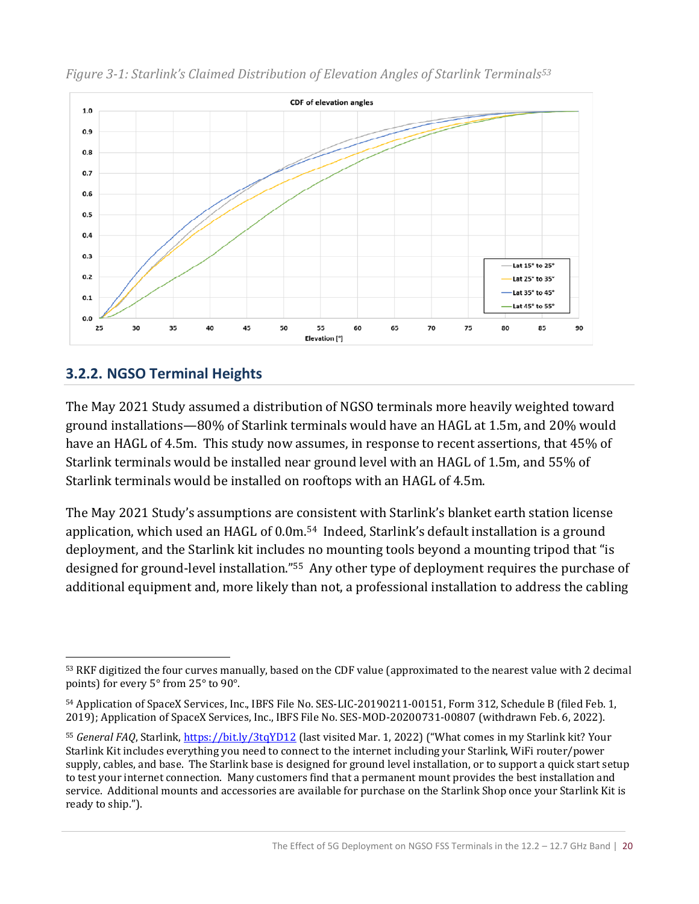*Figure 3-1: Starlink's Claimed Distribution of Elevation Angles of Starlink Terminals*[53]

### 3.2.2. NGSO Terminal Heights

The May 2021 Study assumed a distribution of NGSO terminals more heavily weighted toward ground installations—80% of Starlink terminals would have an HAGL at 1.5m, and 20% would have an HAGL of 4.5m. This study now assumes, in response to recent assertions, that 45% of Starlink terminals would be installed near ground level with an HAGL of 1.5m, and 55% of Starlink terminals would be installed on rooftops with an HAGL of 4.5m.

The May 2021 Study's assumptions are consistent with Starlink's blanket earth station license application, which used an HAGL of 0.0m.[54] Indeed, Starlink's default installation is a ground deployment, and the Starlink kit includes no mounting tools beyond a mounting tripod that "is designed for ground-level installation."[55] Any other type of deployment requires the purchase of additional equipment and, more likely than not, a professional installation to address the cabling

---

[53] RKF digitized the four curves manually, based on the CDF value (approximated to the nearest value with 2 decimal points) for every 5° from 25° to 90°.

[54] Application of SpaceX Services, Inc., IBFS File No. SES-LIC-20190211-00151, Form 312, Schedule B (filed Feb. 1, 2019); Application of SpaceX Services, Inc., IBFS File No. SES-MOD-20200731-00807 (withdrawn Feb. 6, 2022).

[55] *General FAQ*, Starlink, https://bit.ly/3tqYD12 (last visited Mar. 1, 2022) ("What comes in my Starlink kit? Your Starlink Kit includes everything you need to connect to the internet including your Starlink, WiFi router/power supply, cables, and base. The Starlink base is designed for ground level installation, or to support a quick start setup to test your internet connection. Many customers find that a permanent mount provides the best installation and service. Additional mounts and accessories are available for purchase on the Starlink Shop once your Starlink Kit is ready to ship.").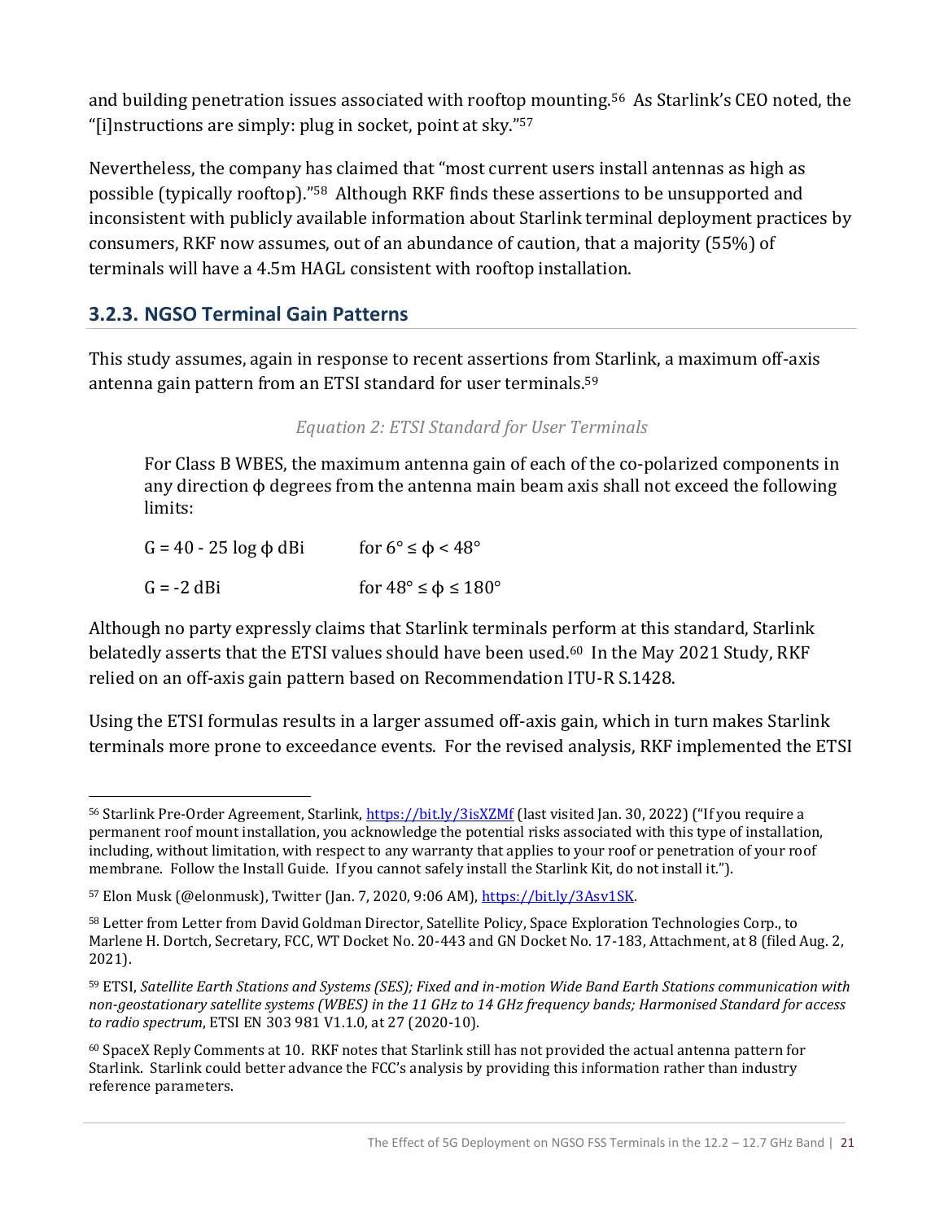and building penetration issues associated with rooftop mounting.[56] As Starlink's CEO noted, the "[i]nstructions are simply: plug in socket, point at sky."[57]

Nevertheless, the company has claimed that "most current users install antennas as high as possible (typically rooftop)."[58] Although RKF finds these assertions to be unsupported and inconsistent with publicly available information about Starlink terminal deployment practices by consumers, RKF now assumes, out of an abundance of caution, that a majority (55%) of terminals will have a 4.5m HAGL consistent with rooftop installation.

### 3.2.3. NGSO Terminal Gain Patterns

This study assumes, again in response to recent assertions from Starlink, a maximum off-axis antenna gain pattern from an ETSI standard for user terminals.[59]

*Equation 2: ETSI Standard for User Terminals*

> For Class B WBES, the maximum antenna gain of each of the co-polarized components in any direction $\phi$ degrees from the antenna main beam axis shall not exceed the following limits:
>
> $G = 40 - 25 \log \phi$ dBi for $6° \leq \phi < 48°$
>
> $G = -2$ dBi for $48° \leq \phi \leq 180°$

Although no party expressly claims that Starlink terminals perform at this standard, Starlink belatedly asserts that the ETSI values should have been used.[60] In the May 2021 Study, RKF relied on an off-axis gain pattern based on Recommendation ITU-R S.1428.

Using the ETSI formulas results in a larger assumed off-axis gain, which in turn makes Starlink terminals more prone to exceedance events. For the revised analysis, RKF implemented the ETSI

---

[56] Starlink Pre-Order Agreement, Starlink, https://bit.ly/3isXZMf (last visited Jan. 30, 2022) ("If you require a permanent roof mount installation, you acknowledge the potential risks associated with this type of installation, including, without limitation, with respect to any warranty that applies to your roof or penetration of your roof membrane. Follow the Install Guide. If you cannot safely install the Starlink Kit, do not install it.").

[57] Elon Musk (@elonmusk), Twitter (Jan. 7, 2020, 9:06 AM), https://bit.ly/3Asv1SK.

[58] Letter from Letter from David Goldman Director, Satellite Policy, Space Exploration Technologies Corp., to Marlene H. Dortch, Secretary, FCC, WT Docket No. 20-443 and GN Docket No. 17-183, Attachment, at 8 (filed Aug. 2, 2021).

[59] ETSI, *Satellite Earth Stations and Systems (SES); Fixed and in-motion Wide Band Earth Stations communication with non-geostationary satellite systems (WBES) in the 11 GHz to 14 GHz frequency bands; Harmonised Standard for access to radio spectrum*, ETSI EN 303 981 V1.1.0, at 27 (2020-10).

[60] SpaceX Reply Comments at 10. RKF notes that Starlink still has not provided the actual antenna pattern for Starlink. Starlink could better advance the FCC's analysis by providing this information rather than industry reference parameters.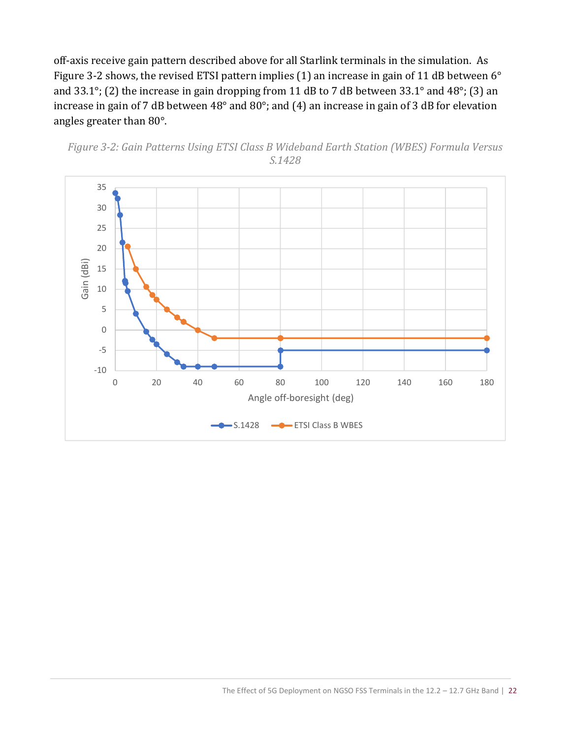off-axis receive gain pattern described above for all Starlink terminals in the simulation. As Figure 3-2 shows, the revised ETSI pattern implies (1) an increase in gain of 11 dB between 6° and 33.1°; (2) the increase in gain dropping from 11 dB to 7 dB between 33.1° and 48°; (3) an increase in gain of 7 dB between 48° and 80°; and (4) an increase in gain of 3 dB for elevation angles greater than 80°.

*Figure 3-2: Gain Patterns Using ETSI Class B Wideband Earth Station (WBES) Formula Versus S.1428*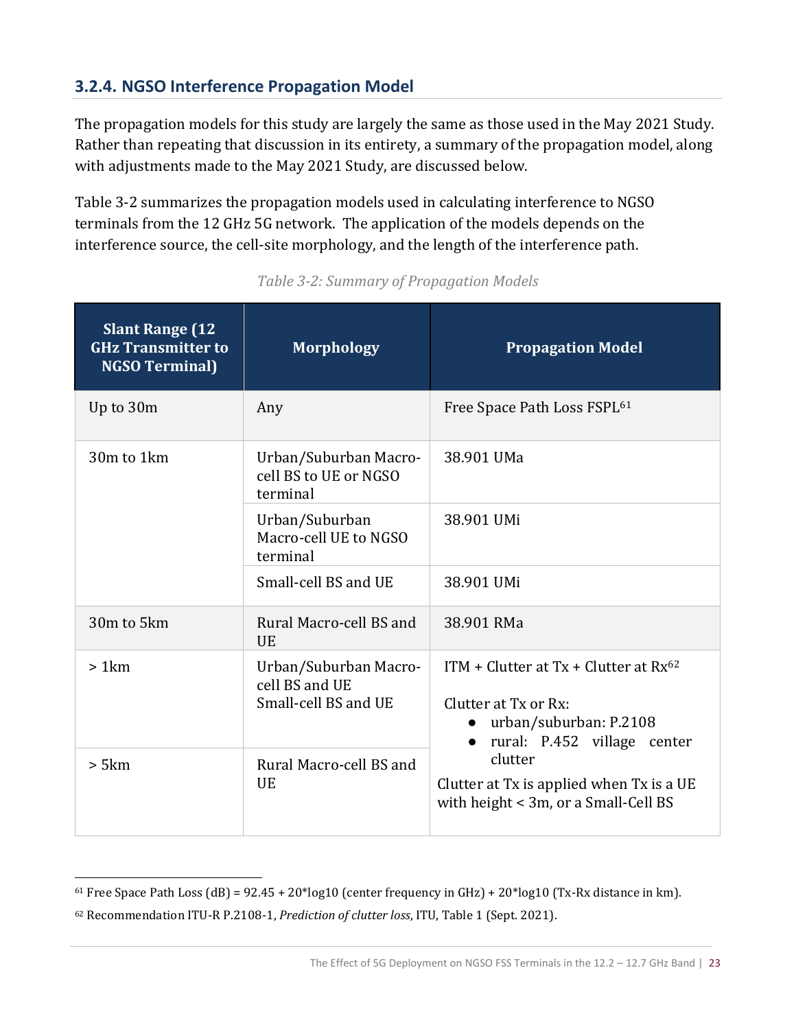### 3.2.4. NGSO Interference Propagation Model

The propagation models for this study are largely the same as those used in the May 2021 Study. Rather than repeating that discussion in its entirety, a summary of the propagation model, along with adjustments made to the May 2021 Study, are discussed below.

Table 3-2 summarizes the propagation models used in calculating interference to NGSO terminals from the 12 GHz 5G network. The application of the models depends on the interference source, the cell-site morphology, and the length of the interference path.

*Table 3-2: Summary of Propagation Models*

| Slant Range (12 GHz Transmitter to NGSO Terminal) | Morphology | Propagation Model |
|---|---|---|
| Up to 30m | Any | Free Space Path Loss FSPL[61] |
| 30m to 1km | Urban/Suburban Macro-cell BS to UE or NGSO terminal | 38.901 UMa |
| | Urban/Suburban Macro-cell UE to NGSO terminal | 38.901 UMi |
| | Small-cell BS and UE | 38.901 UMi |
| 30m to 5km | Rural Macro-cell BS and UE | 38.901 RMa |
| > 1km | Urban/Suburban Macro-cell BS and UE<br>Small-cell BS and UE | ITM + Clutter at Tx + Clutter at Rx[62]<br><br>Clutter at Tx or Rx:<br>• urban/suburban: P.2108<br>• rural: P.452 village center clutter<br><br>Clutter at Tx is applied when Tx is a UE with height < 3m, or a Small-Cell BS |
| > 5km | Rural Macro-cell BS and UE | |

[61] Free Space Path Loss (dB) = 92.45 + 20*log10 (center frequency in GHz) + 20*log10 (Tx-Rx distance in km).

[62] Recommendation ITU-R P.2108-1, *Prediction of clutter loss*, ITU, Table 1 (Sept. 2021).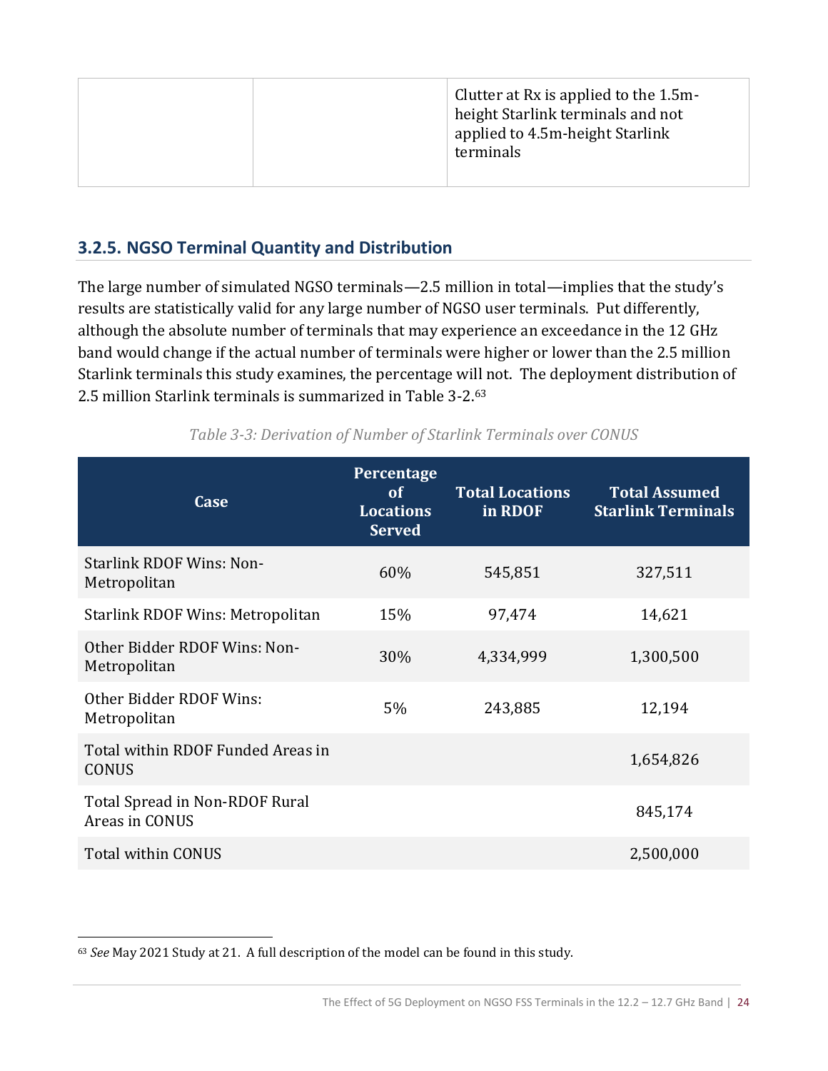| | | Clutter at Rx is applied to the 1.5m-height Starlink terminals and not applied to 4.5m-height Starlink terminals |
|---|---|---|

### 3.2.5. NGSO Terminal Quantity and Distribution

The large number of simulated NGSO terminals—2.5 million in total—implies that the study's results are statistically valid for any large number of NGSO user terminals. Put differently, although the absolute number of terminals that may experience an exceedance in the 12 GHz band would change if the actual number of terminals were higher or lower than the 2.5 million Starlink terminals this study examines, the percentage will not. The deployment distribution of 2.5 million Starlink terminals is summarized in Table 3-2.[63]

*Table 3-3: Derivation of Number of Starlink Terminals over CONUS*

| Case | Percentage of Locations Served | Total Locations in RDOF | Total Assumed Starlink Terminals |
|---|---|---|---|
| Starlink RDOF Wins: Non-Metropolitan | 60% | 545,851 | 327,511 |
| Starlink RDOF Wins: Metropolitan | 15% | 97,474 | 14,621 |
| Other Bidder RDOF Wins: Non-Metropolitan | 30% | 4,334,999 | 1,300,500 |
| Other Bidder RDOF Wins: Metropolitan | 5% | 243,885 | 12,194 |
| Total within RDOF Funded Areas in CONUS | | | 1,654,826 |
| Total Spread in Non-RDOF Rural Areas in CONUS | | | 845,174 |
| Total within CONUS | | | 2,500,000 |

[63] *See* May 2021 Study at 21. A full description of the model can be found in this study.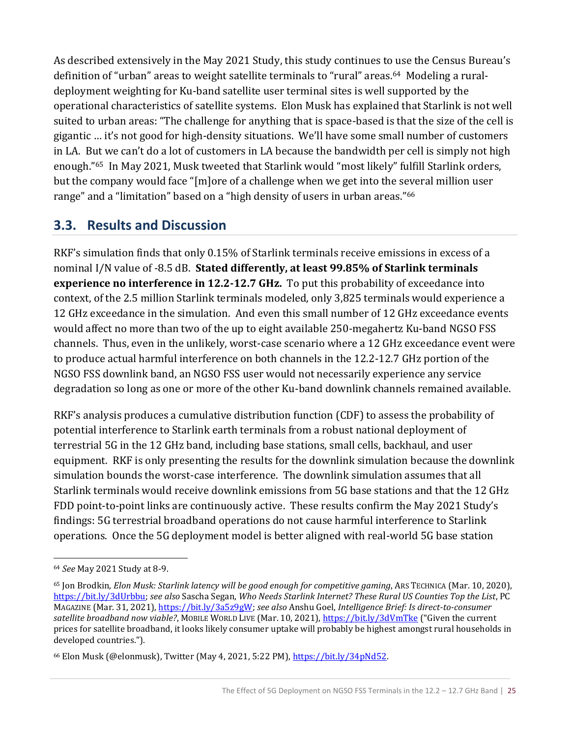As described extensively in the May 2021 Study, this study continues to use the Census Bureau's definition of "urban" areas to weight satellite terminals to "rural" areas.[64] Modeling a rural-deployment weighting for Ku-band satellite user terminal sites is well supported by the operational characteristics of satellite systems. Elon Musk has explained that Starlink is not well suited to urban areas: "The challenge for anything that is space-based is that the size of the cell is gigantic … it's not good for high-density situations. We'll have some small number of customers in LA. But we can't do a lot of customers in LA because the bandwidth per cell is simply not high enough."[65] In May 2021, Musk tweeted that Starlink would "most likely" fulfill Starlink orders, but the company would face "[m]ore of a challenge when we get into the several million user range" and a "limitation" based on a "high density of users in urban areas."[66]

## 3.3. Results and Discussion

RKF's simulation finds that only 0.15% of Starlink terminals receive emissions in excess of a nominal I/N value of -8.5 dB. **Stated differently, at least 99.85% of Starlink terminals experience no interference in 12.2-12.7 GHz.** To put this probability of exceedance into context, of the 2.5 million Starlink terminals modeled, only 3,825 terminals would experience a 12 GHz exceedance in the simulation. And even this small number of 12 GHz exceedance events would affect no more than two of the up to eight available 250-megahertz Ku-band NGSO FSS channels. Thus, even in the unlikely, worst-case scenario where a 12 GHz exceedance event were to produce actual harmful interference on both channels in the 12.2-12.7 GHz portion of the NGSO FSS downlink band, an NGSO FSS user would not necessarily experience any service degradation so long as one or more of the other Ku-band downlink channels remained available.

RKF's analysis produces a cumulative distribution function (CDF) to assess the probability of potential interference to Starlink earth terminals from a robust national deployment of terrestrial 5G in the 12 GHz band, including base stations, small cells, backhaul, and user equipment. RKF is only presenting the results for the downlink simulation because the downlink simulation bounds the worst-case interference. The downlink simulation assumes that all Starlink terminals would receive downlink emissions from 5G base stations and that the 12 GHz FDD point-to-point links are continuously active. These results confirm the May 2021 Study's findings: 5G terrestrial broadband operations do not cause harmful interference to Starlink operations. Once the 5G deployment model is better aligned with real-world 5G base station

---

[64] *See* May 2021 Study at 8-9.

[65] Jon Brodkin, *Elon Musk: Starlink latency will be good enough for competitive gaming*, ARS TECHNICA (Mar. 10, 2020), https://bit.ly/3dUrbbu; *see also* Sascha Segan, *Who Needs Starlink Internet? These Rural US Counties Top the List*, PC MAGAZINE (Mar. 31, 2021), https://bit.ly/3a5z9gW; *see also* Anshu Goel, *Intelligence Brief: Is direct-to-consumer satellite broadband now viable?*, MOBILE WORLD LIVE (Mar. 10, 2021), https://bit.ly/3dVmTke ("Given the current prices for satellite broadband, it looks likely consumer uptake will probably be highest amongst rural households in developed countries.").

[66] Elon Musk (@elonmusk), Twitter (May 4, 2021, 5:22 PM), https://bit.ly/34pNd52.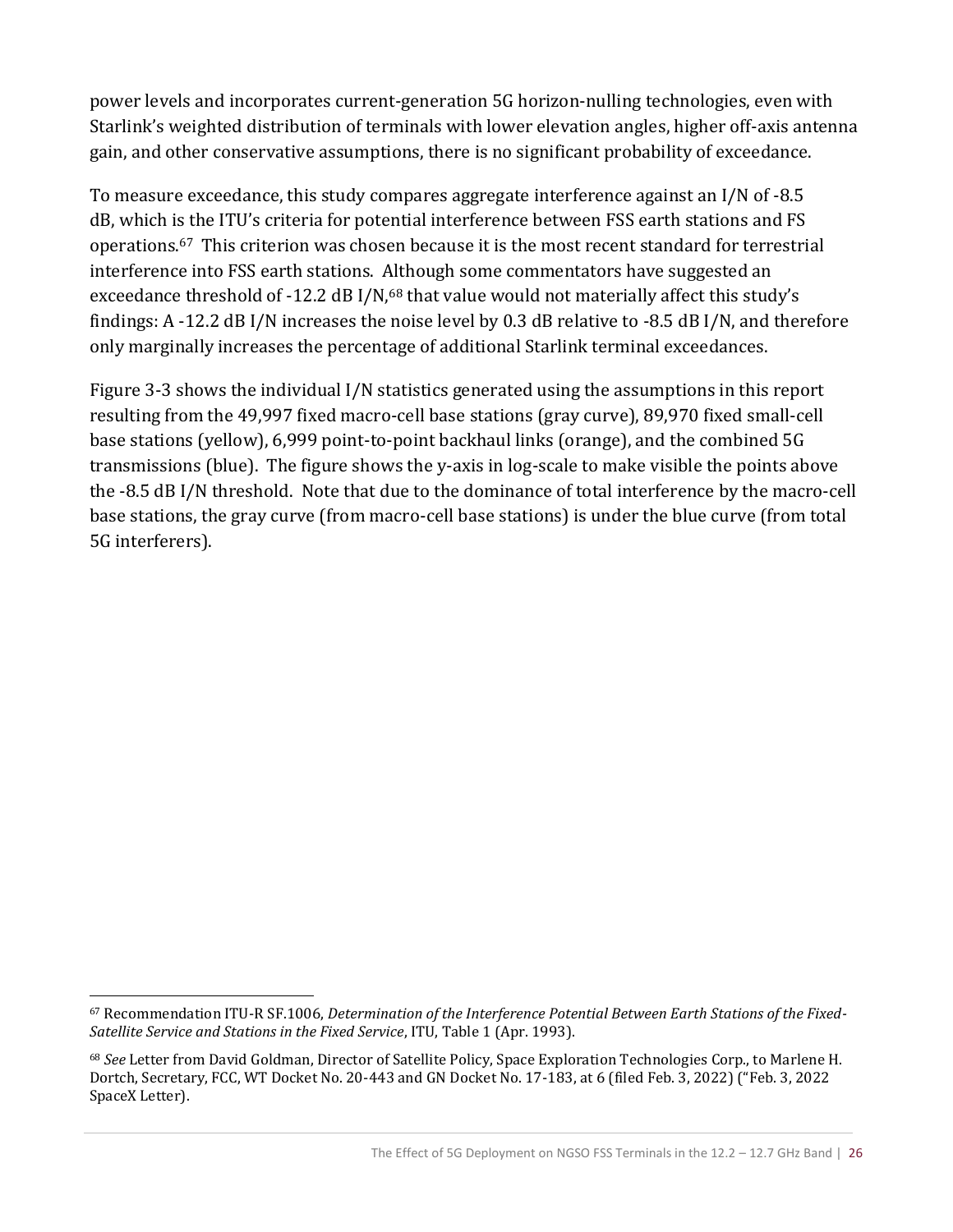power levels and incorporates current-generation 5G horizon-nulling technologies, even with Starlink's weighted distribution of terminals with lower elevation angles, higher off-axis antenna gain, and other conservative assumptions, there is no significant probability of exceedance.

To measure exceedance, this study compares aggregate interference against an I/N of -8.5 dB, which is the ITU's criteria for potential interference between FSS earth stations and FS operations.[67] This criterion was chosen because it is the most recent standard for terrestrial interference into FSS earth stations. Although some commentators have suggested an exceedance threshold of -12.2 dB I/N,[68] that value would not materially affect this study's findings: A -12.2 dB I/N increases the noise level by 0.3 dB relative to -8.5 dB I/N, and therefore only marginally increases the percentage of additional Starlink terminal exceedances.

Figure 3-3 shows the individual I/N statistics generated using the assumptions in this report resulting from the 49,997 fixed macro-cell base stations (gray curve), 89,970 fixed small-cell base stations (yellow), 6,999 point-to-point backhaul links (orange), and the combined 5G transmissions (blue). The figure shows the y-axis in log-scale to make visible the points above the -8.5 dB I/N threshold. Note that due to the dominance of total interference by the macro-cell base stations, the gray curve (from macro-cell base stations) is under the blue curve (from total 5G interferers).

---

[67] Recommendation ITU-R SF.1006, *Determination of the Interference Potential Between Earth Stations of the Fixed-Satellite Service and Stations in the Fixed Service*, ITU, Table 1 (Apr. 1993).

[68] *See* Letter from David Goldman, Director of Satellite Policy, Space Exploration Technologies Corp., to Marlene H. Dortch, Secretary, FCC, WT Docket No. 20-443 and GN Docket No. 17-183, at 6 (filed Feb. 3, 2022) ("Feb. 3, 2022 SpaceX Letter).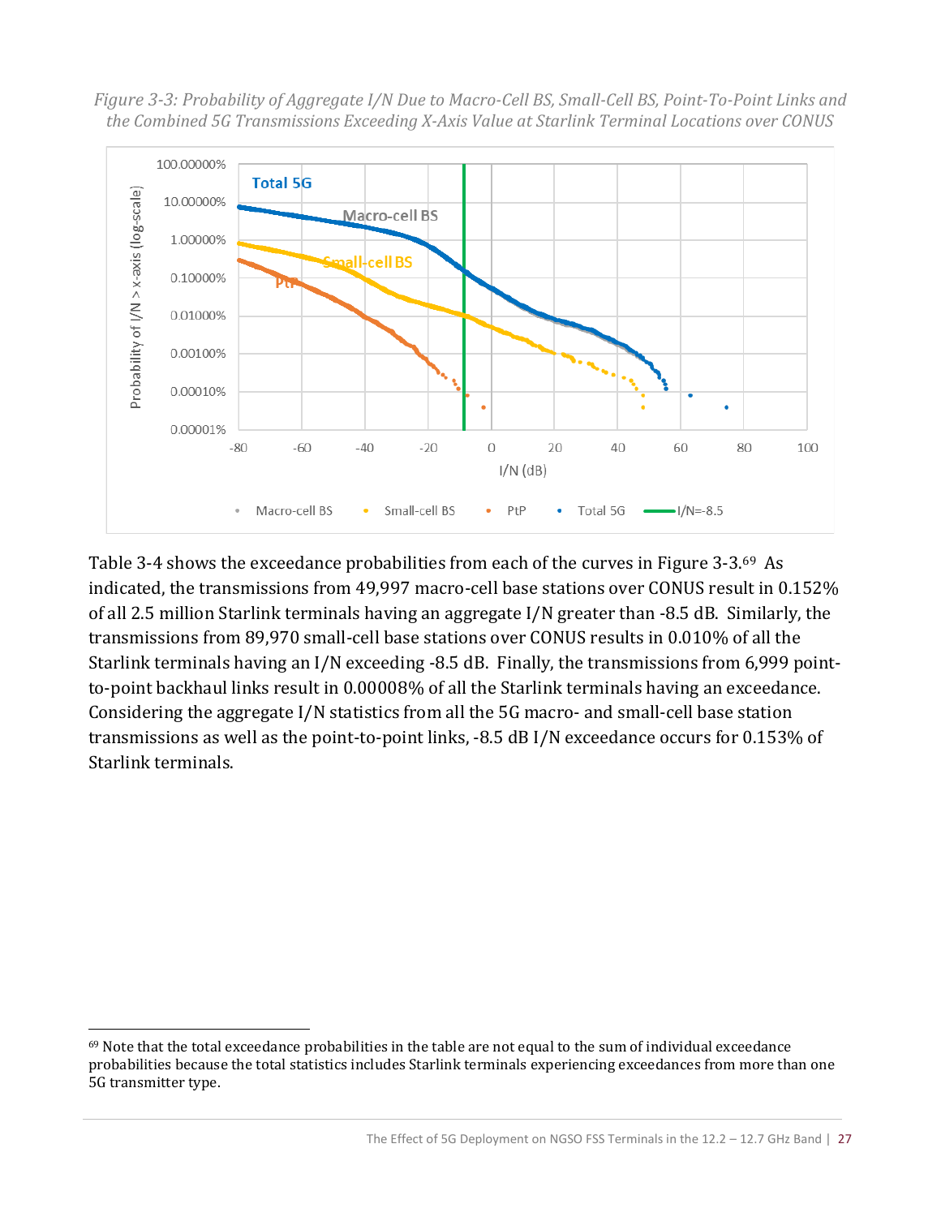*Figure 3-3: Probability of Aggregate I/N Due to Macro-Cell BS, Small-Cell BS, Point-To-Point Links and the Combined 5G Transmissions Exceeding X-Axis Value at Starlink Terminal Locations over CONUS*

Table 3-4 shows the exceedance probabilities from each of the curves in Figure 3-3.[69] As indicated, the transmissions from 49,997 macro-cell base stations over CONUS result in 0.152% of all 2.5 million Starlink terminals having an aggregate I/N greater than -8.5 dB. Similarly, the transmissions from 89,970 small-cell base stations over CONUS results in 0.010% of all the Starlink terminals having an I/N exceeding -8.5 dB. Finally, the transmissions from 6,999 point-to-point backhaul links result in 0.00008% of all the Starlink terminals having an exceedance. Considering the aggregate I/N statistics from all the 5G macro- and small-cell base station transmissions as well as the point-to-point links, -8.5 dB I/N exceedance occurs for 0.153% of Starlink terminals.

[69] Note that the total exceedance probabilities in the table are not equal to the sum of individual exceedance probabilities because the total statistics includes Starlink terminals experiencing exceedances from more than one 5G transmitter type.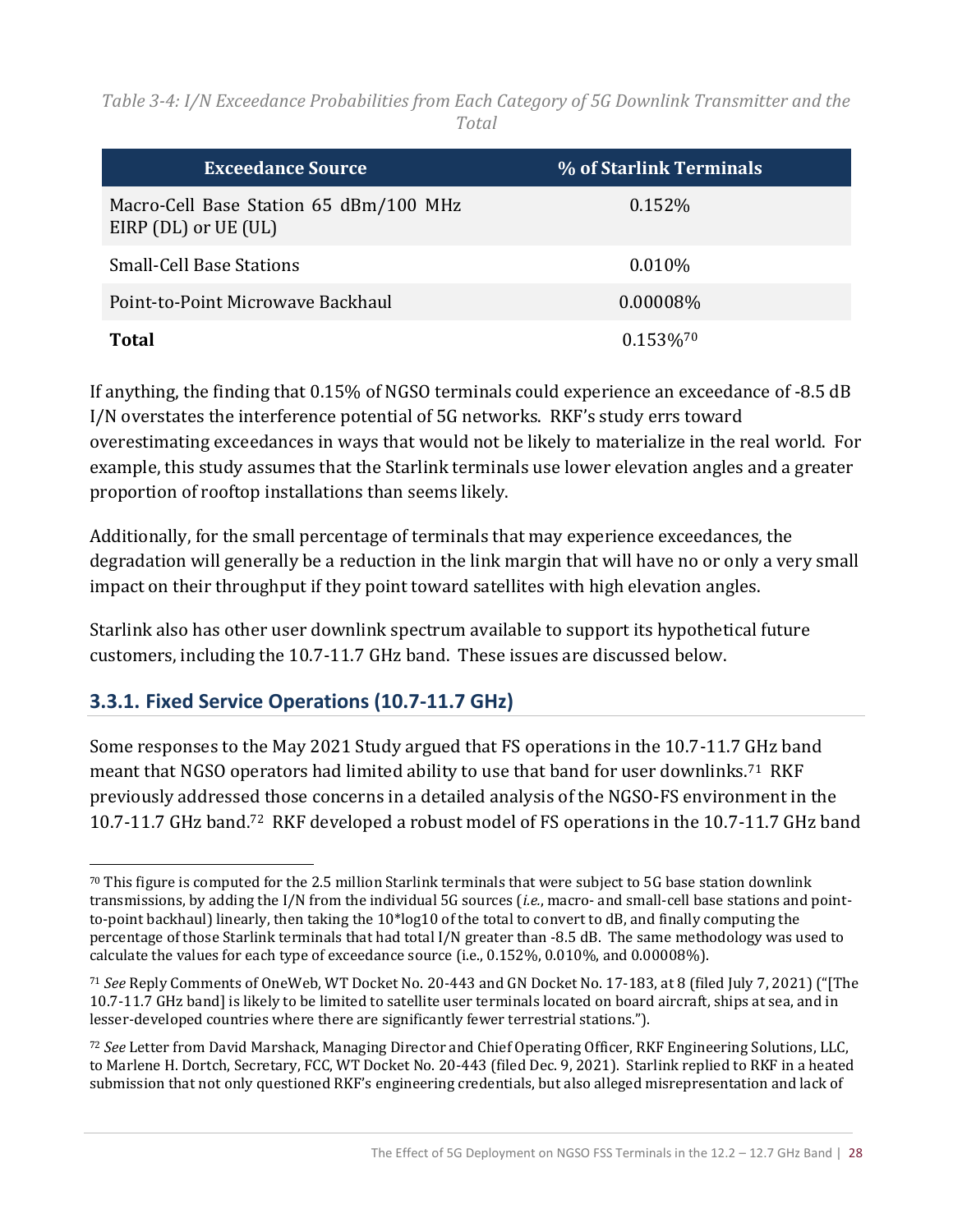*Table 3-4: I/N Exceedance Probabilities from Each Category of 5G Downlink Transmitter and the Total*

| Exceedance Source | % of Starlink Terminals |
|---|---|
| Macro-Cell Base Station 65 dBm/100 MHz EIRP (DL) or UE (UL) | 0.152% |
| Small-Cell Base Stations | 0.010% |
| Point-to-Point Microwave Backhaul | 0.00008% |
| **Total** | 0.153%[70] |

If anything, the finding that 0.15% of NGSO terminals could experience an exceedance of -8.5 dB I/N overstates the interference potential of 5G networks. RKF's study errs toward overestimating exceedances in ways that would not be likely to materialize in the real world. For example, this study assumes that the Starlink terminals use lower elevation angles and a greater proportion of rooftop installations than seems likely.

Additionally, for the small percentage of terminals that may experience exceedances, the degradation will generally be a reduction in the link margin that will have no or only a very small impact on their throughput if they point toward satellites with high elevation angles.

Starlink also has other user downlink spectrum available to support its hypothetical future customers, including the 10.7-11.7 GHz band. These issues are discussed below.

### 3.3.1. Fixed Service Operations (10.7-11.7 GHz)

Some responses to the May 2021 Study argued that FS operations in the 10.7-11.7 GHz band meant that NGSO operators had limited ability to use that band for user downlinks.[71] RKF previously addressed those concerns in a detailed analysis of the NGSO-FS environment in the 10.7-11.7 GHz band.[72] RKF developed a robust model of FS operations in the 10.7-11.7 GHz band

---

[70] This figure is computed for the 2.5 million Starlink terminals that were subject to 5G base station downlink transmissions, by adding the I/N from the individual 5G sources (*i.e.*, macro- and small-cell base stations and point-to-point backhaul) linearly, then taking the 10*log10 of the total to convert to dB, and finally computing the percentage of those Starlink terminals that had total I/N greater than -8.5 dB. The same methodology was used to calculate the values for each type of exceedance source (i.e., 0.152%, 0.010%, and 0.00008%).

[71] *See* Reply Comments of OneWeb, WT Docket No. 20-443 and GN Docket No. 17-183, at 8 (filed July 7, 2021) ("[The 10.7-11.7 GHz band] is likely to be limited to satellite user terminals located on board aircraft, ships at sea, and in lesser-developed countries where there are significantly fewer terrestrial stations.").

[72] *See* Letter from David Marshack, Managing Director and Chief Operating Officer, RKF Engineering Solutions, LLC, to Marlene H. Dortch, Secretary, FCC, WT Docket No. 20-443 (filed Dec. 9, 2021). Starlink replied to RKF in a heated submission that not only questioned RKF's engineering credentials, but also alleged misrepresentation and lack of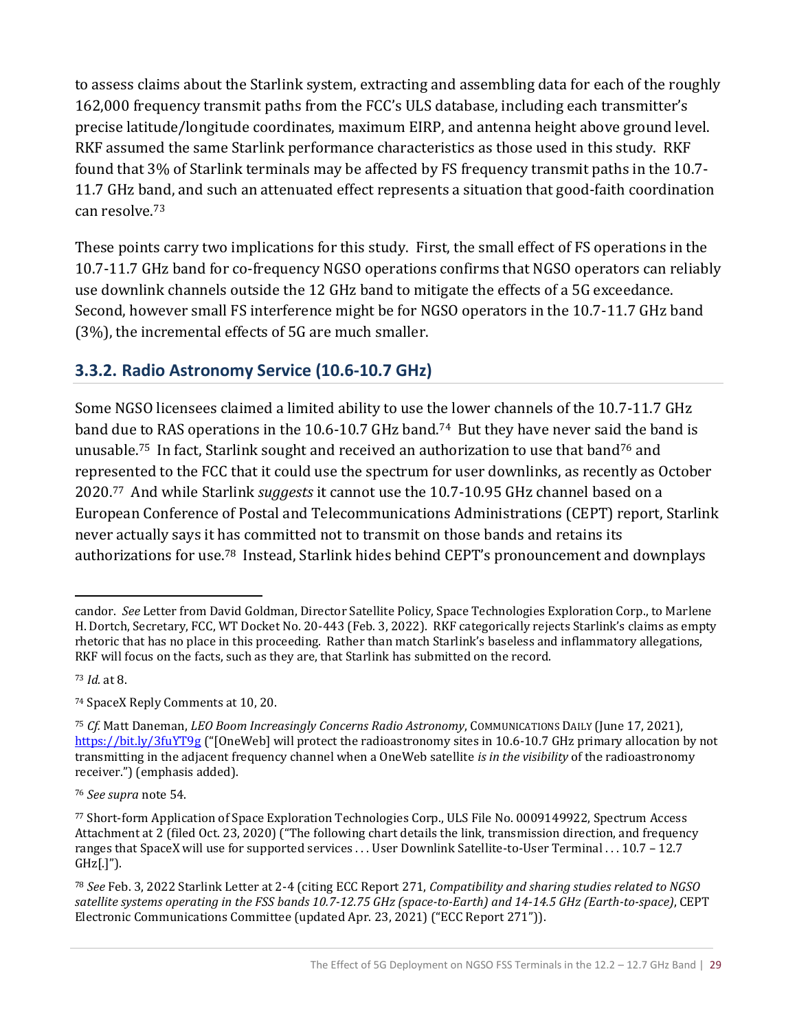to assess claims about the Starlink system, extracting and assembling data for each of the roughly 162,000 frequency transmit paths from the FCC's ULS database, including each transmitter's precise latitude/longitude coordinates, maximum EIRP, and antenna height above ground level. RKF assumed the same Starlink performance characteristics as those used in this study. RKF found that 3% of Starlink terminals may be affected by FS frequency transmit paths in the 10.7-11.7 GHz band, and such an attenuated effect represents a situation that good-faith coordination can resolve.[73]

These points carry two implications for this study. First, the small effect of FS operations in the 10.7-11.7 GHz band for co-frequency NGSO operations confirms that NGSO operators can reliably use downlink channels outside the 12 GHz band to mitigate the effects of a 5G exceedance. Second, however small FS interference might be for NGSO operators in the 10.7-11.7 GHz band (3%), the incremental effects of 5G are much smaller.

### 3.3.2. Radio Astronomy Service (10.6-10.7 GHz)

Some NGSO licensees claimed a limited ability to use the lower channels of the 10.7-11.7 GHz band due to RAS operations in the 10.6-10.7 GHz band.[74] But they have never said the band is unusable.[75] In fact, Starlink sought and received an authorization to use that band[76] and represented to the FCC that it could use the spectrum for user downlinks, as recently as October 2020.[77] And while Starlink *suggests* it cannot use the 10.7-10.95 GHz channel based on a European Conference of Postal and Telecommunications Administrations (CEPT) report, Starlink never actually says it has committed not to transmit on those bands and retains its authorizations for use.[78] Instead, Starlink hides behind CEPT's pronouncement and downplays

---

candor. *See* Letter from David Goldman, Director Satellite Policy, Space Technologies Exploration Corp., to Marlene H. Dortch, Secretary, FCC, WT Docket No. 20-443 (Feb. 3, 2022). RKF categorically rejects Starlink's claims as empty rhetoric that has no place in this proceeding. Rather than match Starlink's baseless and inflammatory allegations, RKF will focus on the facts, such as they are, that Starlink has submitted on the record.

[73] *Id.* at 8.

[74] SpaceX Reply Comments at 10, 20.

[75] *Cf.* Matt Daneman, *LEO Boom Increasingly Concerns Radio Astronomy*, COMMUNICATIONS DAILY (June 17, 2021), https://bit.ly/3fuYT9g ("[OneWeb] will protect the radioastronomy sites in 10.6-10.7 GHz primary allocation by not transmitting in the adjacent frequency channel when a OneWeb satellite *is in the visibility* of the radioastronomy receiver.") (emphasis added).

[76] *See supra* note 54.

[77] Short-form Application of Space Exploration Technologies Corp., ULS File No. 0009149922, Spectrum Access Attachment at 2 (filed Oct. 23, 2020) ("The following chart details the link, transmission direction, and frequency ranges that SpaceX will use for supported services . . . User Downlink Satellite-to-User Terminal . . . 10.7 – 12.7 GHz[.]").

[78] *See* Feb. 3, 2022 Starlink Letter at 2-4 (citing ECC Report 271, *Compatibility and sharing studies related to NGSO satellite systems operating in the FSS bands 10.7-12.75 GHz (space-to-Earth) and 14-14.5 GHz (Earth-to-space)*, CEPT Electronic Communications Committee (updated Apr. 23, 2021) ("ECC Report 271")).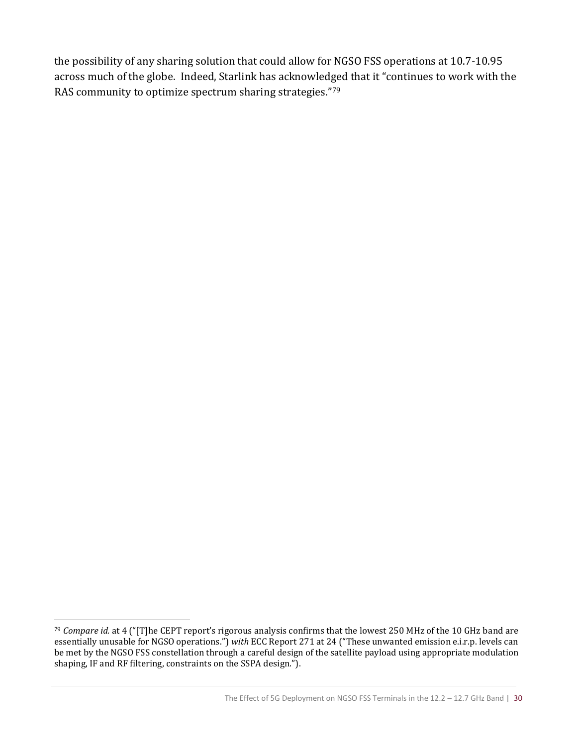the possibility of any sharing solution that could allow for NGSO FSS operations at 10.7-10.95 across much of the globe. Indeed, Starlink has acknowledged that it "continues to work with the RAS community to optimize spectrum sharing strategies."[79]

---

[79] *Compare id.* at 4 ("[T]he CEPT report's rigorous analysis confirms that the lowest 250 MHz of the 10 GHz band are essentially unusable for NGSO operations.") *with* ECC Report 271 at 24 ("These unwanted emission e.i.r.p. levels can be met by the NGSO FSS constellation through a careful design of the satellite payload using appropriate modulation shaping, IF and RF filtering, constraints on the SSPA design.").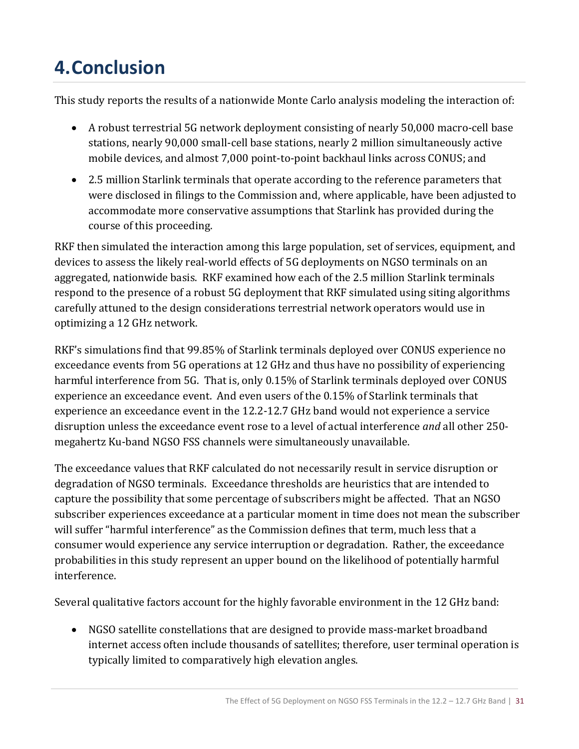# 4. Conclusion

This study reports the results of a nationwide Monte Carlo analysis modeling the interaction of:

- A robust terrestrial 5G network deployment consisting of nearly 50,000 macro-cell base stations, nearly 90,000 small-cell base stations, nearly 2 million simultaneously active mobile devices, and almost 7,000 point-to-point backhaul links across CONUS; and
- 2.5 million Starlink terminals that operate according to the reference parameters that were disclosed in filings to the Commission and, where applicable, have been adjusted to accommodate more conservative assumptions that Starlink has provided during the course of this proceeding.

RKF then simulated the interaction among this large population, set of services, equipment, and devices to assess the likely real-world effects of 5G deployments on NGSO terminals on an aggregated, nationwide basis. RKF examined how each of the 2.5 million Starlink terminals respond to the presence of a robust 5G deployment that RKF simulated using siting algorithms carefully attuned to the design considerations terrestrial network operators would use in optimizing a 12 GHz network.

RKF's simulations find that 99.85% of Starlink terminals deployed over CONUS experience no exceedance events from 5G operations at 12 GHz and thus have no possibility of experiencing harmful interference from 5G. That is, only 0.15% of Starlink terminals deployed over CONUS experience an exceedance event. And even users of the 0.15% of Starlink terminals that experience an exceedance event in the 12.2-12.7 GHz band would not experience a service disruption unless the exceedance event rose to a level of actual interference *and* all other 250-megahertz Ku-band NGSO FSS channels were simultaneously unavailable.

The exceedance values that RKF calculated do not necessarily result in service disruption or degradation of NGSO terminals. Exceedance thresholds are heuristics that are intended to capture the possibility that some percentage of subscribers might be affected. That an NGSO subscriber experiences exceedance at a particular moment in time does not mean the subscriber will suffer "harmful interference" as the Commission defines that term, much less that a consumer would experience any service interruption or degradation. Rather, the exceedance probabilities in this study represent an upper bound on the likelihood of potentially harmful interference.

Several qualitative factors account for the highly favorable environment in the 12 GHz band:

- NGSO satellite constellations that are designed to provide mass-market broadband internet access often include thousands of satellites; therefore, user terminal operation is typically limited to comparatively high elevation angles.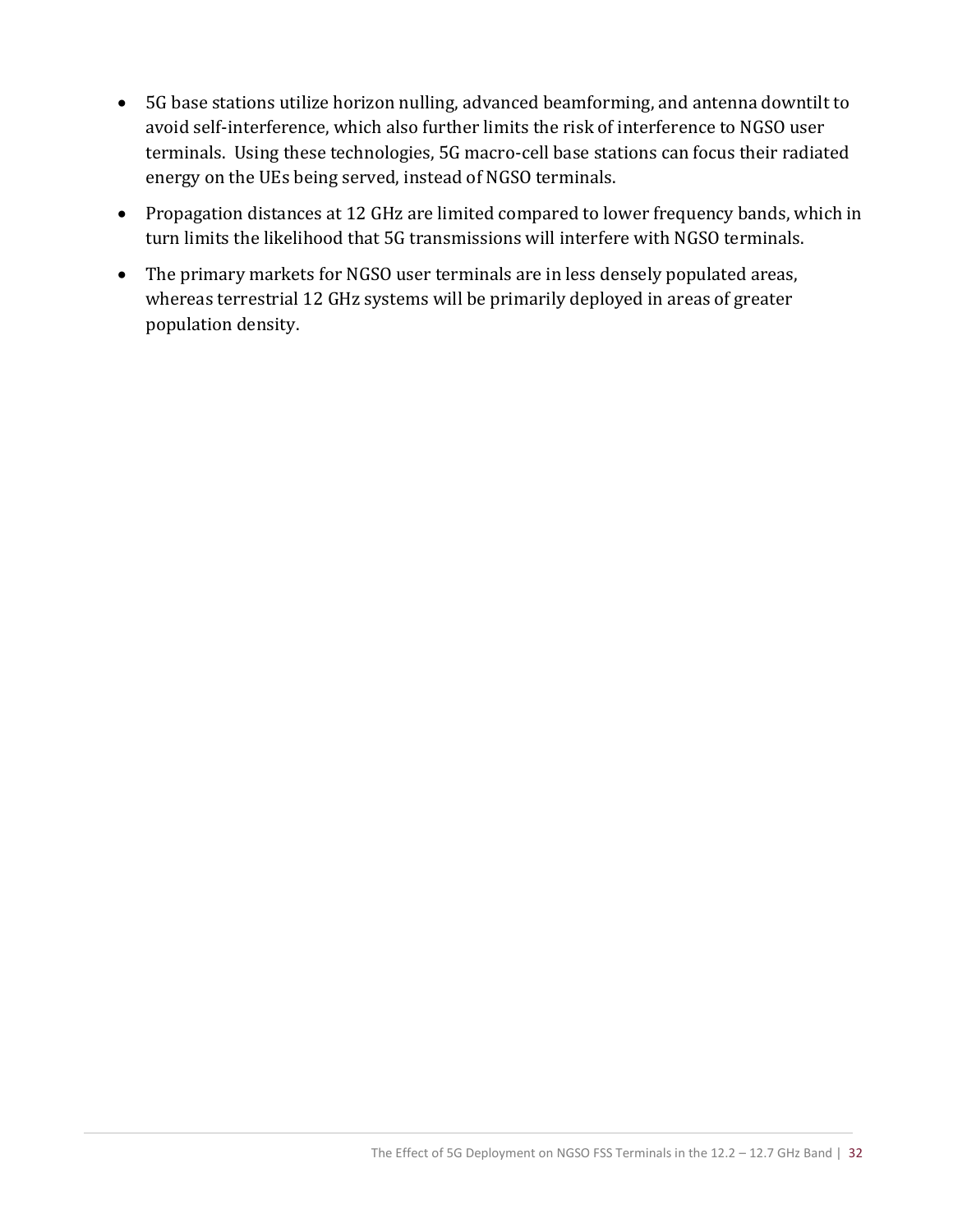- 5G base stations utilize horizon nulling, advanced beamforming, and antenna downtilt to avoid self-interference, which also further limits the risk of interference to NGSO user terminals. Using these technologies, 5G macro-cell base stations can focus their radiated energy on the UEs being served, instead of NGSO terminals.
- Propagation distances at 12 GHz are limited compared to lower frequency bands, which in turn limits the likelihood that 5G transmissions will interfere with NGSO terminals.
- The primary markets for NGSO user terminals are in less densely populated areas, whereas terrestrial 12 GHz systems will be primarily deployed in areas of greater population density.